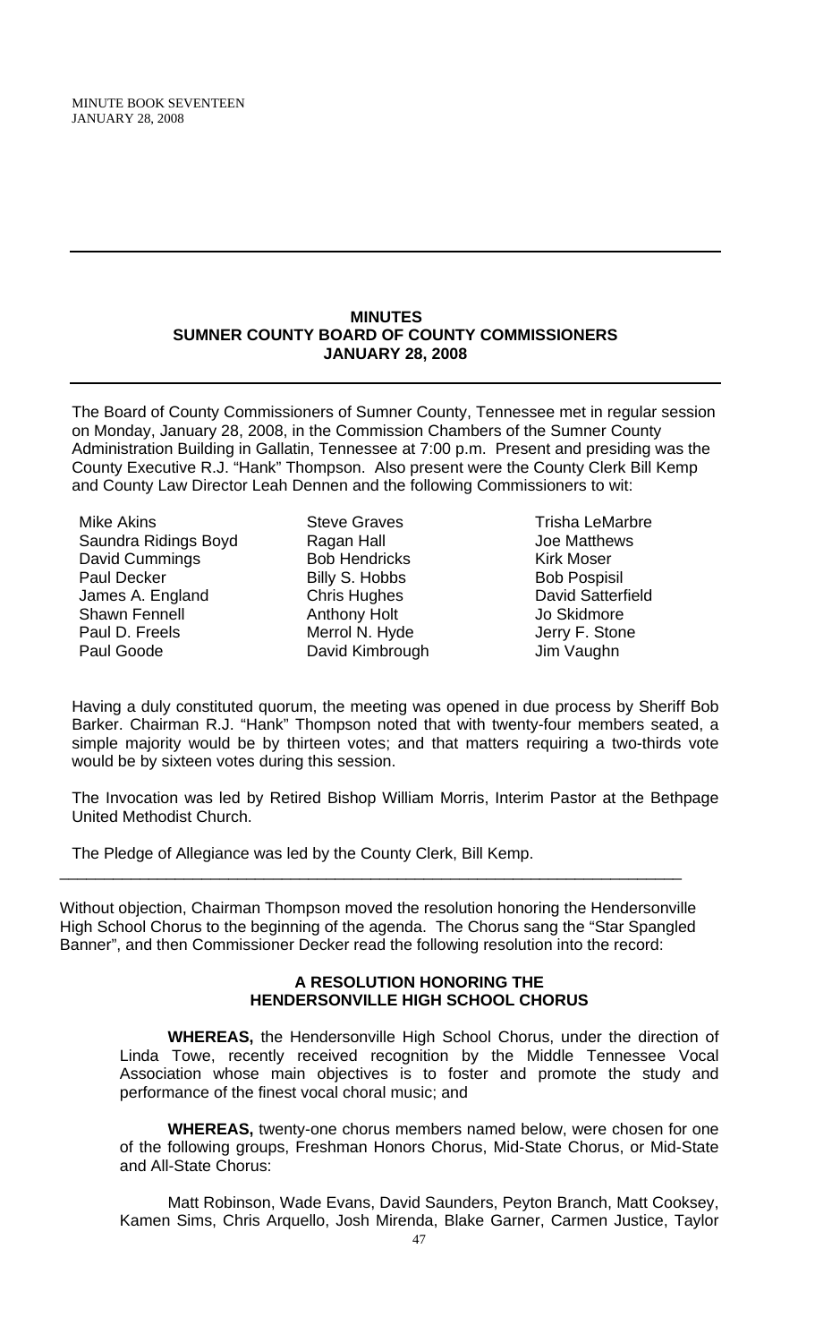## MINUTES
## SUMNER COUNTY BOARD OF COUNTY COMMISSIONERS
## JANUARY 28, 2008

The Board of County Commissioners of Sumner County, Tennessee met in regular session on Monday, January 28, 2008, in the Commission Chambers of the Sumner County Administration Building in Gallatin, Tennessee at 7:00 p.m. Present and presiding was the County Executive R.J. "Hank" Thompson. Also present were the County Clerk Bill Kemp and County Law Director Leah Dennen and the following Commissioners to wit:

| | | |
|---|---|---|
| Mike Akins | Steve Graves | Trisha LeMarbre |
| Saundra Ridings Boyd | Ragan Hall | Joe Matthews |
| David Cummings | Bob Hendricks | Kirk Moser |
| Paul Decker | Billy S. Hobbs | Bob Pospisil |
| James A. England | Chris Hughes | David Satterfield |
| Shawn Fennell | Anthony Holt | Jo Skidmore |
| Paul D. Freels | Merrol N. Hyde | Jerry F. Stone |
| Paul Goode | David Kimbrough | Jim Vaughn |

Having a duly constituted quorum, the meeting was opened in due process by Sheriff Bob Barker. Chairman R.J. "Hank" Thompson noted that with twenty-four members seated, a simple majority would be by thirteen votes; and that matters requiring a two-thirds vote would be by sixteen votes during this session.

The Invocation was led by Retired Bishop William Morris, Interim Pastor at the Bethpage United Methodist Church.

The Pledge of Allegiance was led by the County Clerk, Bill Kemp.

---

Without objection, Chairman Thompson moved the resolution honoring the Hendersonville High School Chorus to the beginning of the agenda. The Chorus sang the "Star Spangled Banner", and then Commissioner Decker read the following resolution into the record:

### A RESOLUTION HONORING THE HENDERSONVILLE HIGH SCHOOL CHORUS

**WHEREAS,** the Hendersonville High School Chorus, under the direction of Linda Towe, recently received recognition by the Middle Tennessee Vocal Association whose main objectives is to foster and promote the study and performance of the finest vocal choral music; and

**WHEREAS,** twenty-one chorus members named below, were chosen for one of the following groups, Freshman Honors Chorus, Mid-State Chorus, or Mid-State and All-State Chorus:

Matt Robinson, Wade Evans, David Saunders, Peyton Branch, Matt Cooksey, Kamen Sims, Chris Arquello, Josh Mirenda, Blake Garner, Carmen Justice, Taylor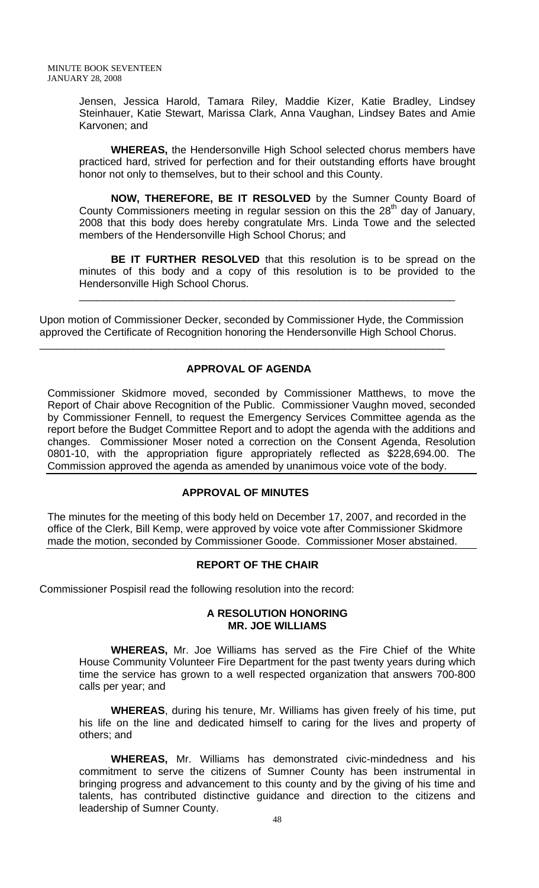Jensen, Jessica Harold, Tamara Riley, Maddie Kizer, Katie Bradley, Lindsey Steinhauer, Katie Stewart, Marissa Clark, Anna Vaughan, Lindsey Bates and Amie Karvonen; and

**WHEREAS,** the Hendersonville High School selected chorus members have practiced hard, strived for perfection and for their outstanding efforts have brought honor not only to themselves, but to their school and this County.

**NOW, THEREFORE, BE IT RESOLVED** by the Sumner County Board of County Commissioners meeting in regular session on this the 28th day of January, 2008 that this body does hereby congratulate Mrs. Linda Towe and the selected members of the Hendersonville High School Chorus; and

**BE IT FURTHER RESOLVED** that this resolution is to be spread on the minutes of this body and a copy of this resolution is to be provided to the Hendersonville High School Chorus.

---

Upon motion of Commissioner Decker, seconded by Commissioner Hyde, the Commission approved the Certificate of Recognition honoring the Hendersonville High School Chorus.

---

## APPROVAL OF AGENDA

Commissioner Skidmore moved, seconded by Commissioner Matthews, to move the Report of Chair above Recognition of the Public. Commissioner Vaughn moved, seconded by Commissioner Fennell, to request the Emergency Services Committee agenda as the report before the Budget Committee Report and to adopt the agenda with the additions and changes. Commissioner Moser noted a correction on the Consent Agenda, Resolution 0801-10, with the appropriation figure appropriately reflected as $228,694.00. The Commission approved the agenda as amended by unanimous voice vote of the body.

## APPROVAL OF MINUTES

The minutes for the meeting of this body held on December 17, 2007, and recorded in the office of the Clerk, Bill Kemp, were approved by voice vote after Commissioner Skidmore made the motion, seconded by Commissioner Goode. Commissioner Moser abstained.

## REPORT OF THE CHAIR

Commissioner Pospisil read the following resolution into the record:

### A RESOLUTION HONORING MR. JOE WILLIAMS

**WHEREAS,** Mr. Joe Williams has served as the Fire Chief of the White House Community Volunteer Fire Department for the past twenty years during which time the service has grown to a well respected organization that answers 700-800 calls per year; and

**WHEREAS**, during his tenure, Mr. Williams has given freely of his time, put his life on the line and dedicated himself to caring for the lives and property of others; and

**WHEREAS,** Mr. Williams has demonstrated civic-mindedness and his commitment to serve the citizens of Sumner County has been instrumental in bringing progress and advancement to this county and by the giving of his time and talents, has contributed distinctive guidance and direction to the citizens and leadership of Sumner County.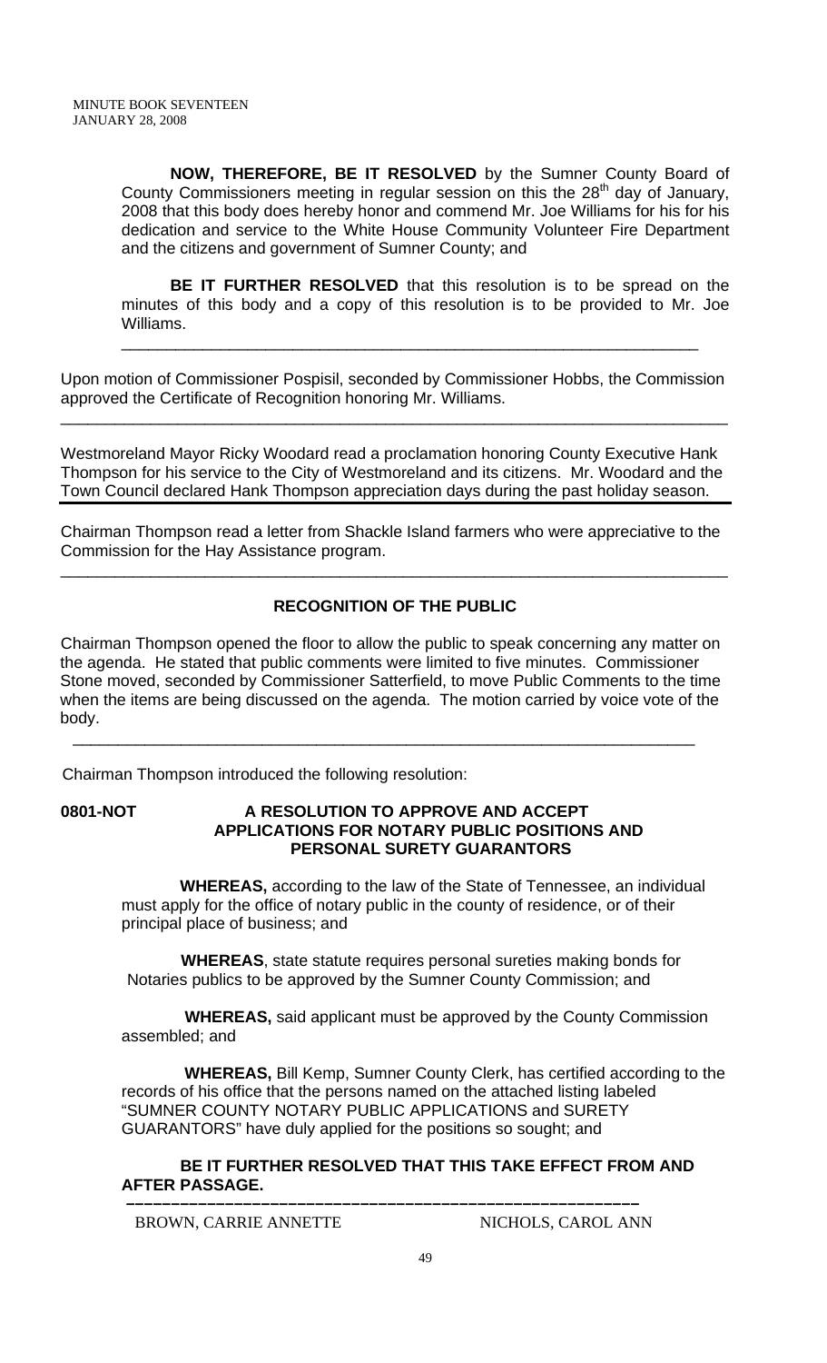**NOW, THEREFORE, BE IT RESOLVED** by the Sumner County Board of County Commissioners meeting in regular session on this the 28th day of January, 2008 that this body does hereby honor and commend Mr. Joe Williams for his for his dedication and service to the White House Community Volunteer Fire Department and the citizens and government of Sumner County; and

**BE IT FURTHER RESOLVED** that this resolution is to be spread on the minutes of this body and a copy of this resolution is to be provided to Mr. Joe Williams.

---

Upon motion of Commissioner Pospisil, seconded by Commissioner Hobbs, the Commission approved the Certificate of Recognition honoring Mr. Williams.

---

Westmoreland Mayor Ricky Woodard read a proclamation honoring County Executive Hank Thompson for his service to the City of Westmoreland and its citizens. Mr. Woodard and the Town Council declared Hank Thompson appreciation days during the past holiday season.

---

Chairman Thompson read a letter from Shackle Island farmers who were appreciative to the Commission for the Hay Assistance program.

---

**RECOGNITION OF THE PUBLIC**

Chairman Thompson opened the floor to allow the public to speak concerning any matter on the agenda. He stated that public comments were limited to five minutes. Commissioner Stone moved, seconded by Commissioner Satterfield, to move Public Comments to the time when the items are being discussed on the agenda. The motion carried by voice vote of the body.

---

Chairman Thompson introduced the following resolution:

**0801-NOT A RESOLUTION TO APPROVE AND ACCEPT APPLICATIONS FOR NOTARY PUBLIC POSITIONS AND PERSONAL SURETY GUARANTORS**

**WHEREAS,** according to the law of the State of Tennessee, an individual must apply for the office of notary public in the county of residence, or of their principal place of business; and

**WHEREAS**, state statute requires personal sureties making bonds for Notaries publics to be approved by the Sumner County Commission; and

**WHEREAS,** said applicant must be approved by the County Commission assembled; and

**WHEREAS,** Bill Kemp, Sumner County Clerk, has certified according to the records of his office that the persons named on the attached listing labeled "SUMNER COUNTY NOTARY PUBLIC APPLICATIONS and SURETY GUARANTORS" have duly applied for the positions so sought; and

**BE IT FURTHER RESOLVED THAT THIS TAKE EFFECT FROM AND AFTER PASSAGE.**

---

| | |
|---|---|
| BROWN, CARRIE ANNETTE | NICHOLS, CAROL ANN |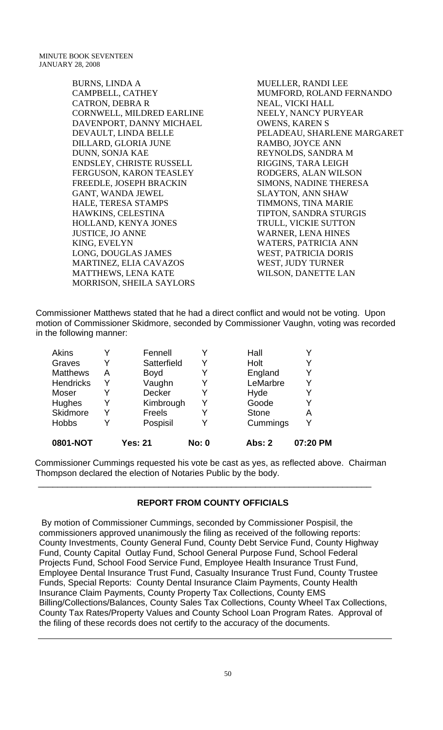BURNS, LINDA A
CAMPBELL, CATHEY
CATRON, DEBRA R
CORNWELL, MILDRED EARLINE
DAVENPORT, DANNY MICHAEL
DEVAULT, LINDA BELLE
DILLARD, GLORIA JUNE
DUNN, SONJA KAE
ENDSLEY, CHRISTE RUSSELL
FERGUSON, KARON TEASLEY
FREEDLE, JOSEPH BRACKIN
GANT, WANDA JEWEL
HALE, TERESA STAMPS
HAWKINS, CELESTINA
HOLLAND, KENYA JONES
JUSTICE, JO ANNE
KING, EVELYN
LONG, DOUGLAS JAMES
MARTINEZ, ELIA CAVAZOS
MATTHEWS, LENA KATE
MORRISON, SHEILA SAYLORS
MUELLER, RANDI LEE
MUMFORD, ROLAND FERNANDO
NEAL, VICKI HALL
NEELY, NANCY PURYEAR
OWENS, KAREN S
PELADEAU, SHARLENE MARGARET
RAMBO, JOYCE ANN
REYNOLDS, SANDRA M
RIGGINS, TARA LEIGH
RODGERS, ALAN WILSON
SIMONS, NADINE THERESA
SLAYTON, ANN SHAW
TIMMONS, TINA MARIE
TIPTON, SANDRA STURGIS
TRULL, VICKIE SUTTON
WARNER, LENA HINES
WATERS, PATRICIA ANN
WEST, PATRICIA DORIS
WEST, JUDY TURNER
WILSON, DANETTE LAN

Commissioner Matthews stated that he had a direct conflict and would not be voting. Upon motion of Commissioner Skidmore, seconded by Commissioner Vaughn, voting was recorded in the following manner:

| | | | | | |
|---|---|---|---|---|---|
| Akins | Y | Fennell | Y | Hall | Y |
| Graves | Y | Satterfield | Y | Holt | Y |
| Matthews | A | Boyd | Y | England | Y |
| Hendricks | Y | Vaughn | Y | LeMarbre | Y |
| Moser | Y | Decker | Y | Hyde | Y |
| Hughes | Y | Kimbrough | Y | Goode | Y |
| Skidmore | Y | Freels | Y | Stone | A |
| Hobbs | Y | Pospisil | Y | Cummings | Y |
| **0801-NOT** | | **Yes: 21** | **No: 0** | **Abs: 2** | **07:20 PM** |

Commissioner Cummings requested his vote be cast as yes, as reflected above. Chairman Thompson declared the election of Notaries Public by the body.

---

## REPORT FROM COUNTY OFFICIALS

By motion of Commissioner Cummings, seconded by Commissioner Pospisil, the commissioners approved unanimously the filing as received of the following reports: County Investments, County General Fund, County Debt Service Fund, County Highway Fund, County Capital Outlay Fund, School General Purpose Fund, School Federal Projects Fund, School Food Service Fund, Employee Health Insurance Trust Fund, Employee Dental Insurance Trust Fund, Casualty Insurance Trust Fund, County Trustee Funds, Special Reports: County Dental Insurance Claim Payments, County Health Insurance Claim Payments, County Property Tax Collections, County EMS Billing/Collections/Balances, County Sales Tax Collections, County Wheel Tax Collections, County Tax Rates/Property Values and County School Loan Program Rates. Approval of the filing of these records does not certify to the accuracy of the documents.

---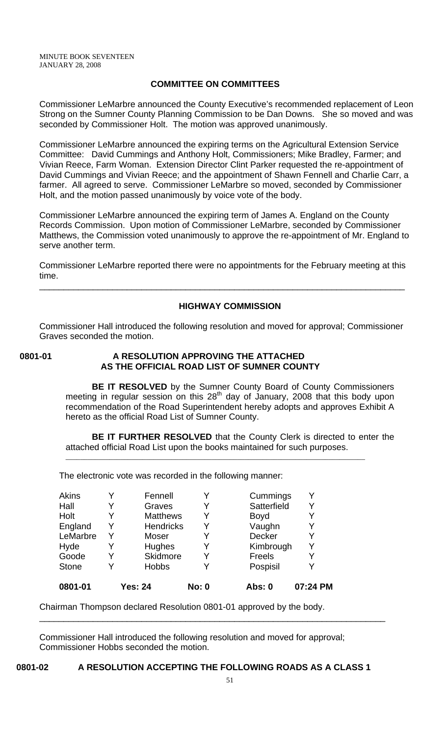## COMMITTEE ON COMMITTEES

Commissioner LeMarbre announced the County Executive's recommended replacement of Leon Strong on the Sumner County Planning Commission to be Dan Downs. She so moved and was seconded by Commissioner Holt. The motion was approved unanimously.

Commissioner LeMarbre announced the expiring terms on the Agricultural Extension Service Committee: David Cummings and Anthony Holt, Commissioners; Mike Bradley, Farmer; and Vivian Reece, Farm Woman. Extension Director Clint Parker requested the re-appointment of David Cummings and Vivian Reece; and the appointment of Shawn Fennell and Charlie Carr, a farmer. All agreed to serve. Commissioner LeMarbre so moved, seconded by Commissioner Holt, and the motion passed unanimously by voice vote of the body.

Commissioner LeMarbre announced the expiring term of James A. England on the County Records Commission. Upon motion of Commissioner LeMarbre, seconded by Commissioner Matthews, the Commission voted unanimously to approve the re-appointment of Mr. England to serve another term.

Commissioner LeMarbre reported there were no appointments for the February meeting at this time.

---

## HIGHWAY COMMISSION

Commissioner Hall introduced the following resolution and moved for approval; Commissioner Graves seconded the motion.

**0801-01 A RESOLUTION APPROVING THE ATTACHED AS THE OFFICIAL ROAD LIST OF SUMNER COUNTY**

**BE IT RESOLVED** by the Sumner County Board of County Commissioners meeting in regular session on this 28th day of January, 2008 that this body upon recommendation of the Road Superintendent hereby adopts and approves Exhibit A hereto as the official Road List of Sumner County.

**BE IT FURTHER RESOLVED** that the County Clerk is directed to enter the attached official Road List upon the books maintained for such purposes.

---

The electronic vote was recorded in the following manner:

| | | | | | |
|---|---|---|---|---|---|
| Akins | Y | Fennell | Y | Cummings | Y |
| Hall | Y | Graves | Y | Satterfield | Y |
| Holt | Y | Matthews | Y | Boyd | Y |
| England | Y | Hendricks | Y | Vaughn | Y |
| LeMarbre | Y | Moser | Y | Decker | Y |
| Hyde | Y | Hughes | Y | Kimbrough | Y |
| Goode | Y | Skidmore | Y | Freels | Y |
| Stone | Y | Hobbs | Y | Pospisil | Y |
| **0801-01** | **Yes: 24** | | **No: 0** | **Abs: 0** | **07:24 PM** |

Chairman Thompson declared Resolution 0801-01 approved by the body.

---

Commissioner Hall introduced the following resolution and moved for approval; Commissioner Hobbs seconded the motion.

**0801-02 A RESOLUTION ACCEPTING THE FOLLOWING ROADS AS A CLASS 1**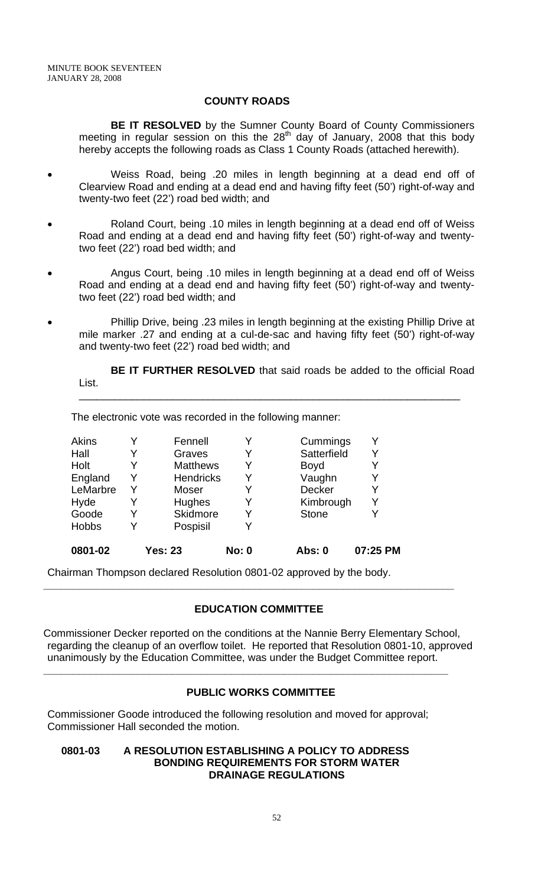## COUNTY ROADS

**BE IT RESOLVED** by the Sumner County Board of County Commissioners meeting in regular session on this the 28th day of January, 2008 that this body hereby accepts the following roads as Class 1 County Roads (attached herewith).

- Weiss Road, being .20 miles in length beginning at a dead end off of Clearview Road and ending at a dead end and having fifty feet (50') right-of-way and twenty-two feet (22') road bed width; and
- Roland Court, being .10 miles in length beginning at a dead end off of Weiss Road and ending at a dead end and having fifty feet (50') right-of-way and twenty-two feet (22') road bed width; and
- Angus Court, being .10 miles in length beginning at a dead end off of Weiss Road and ending at a dead end and having fifty feet (50') right-of-way and twenty-two feet (22') road bed width; and
- Phillip Drive, being .23 miles in length beginning at the existing Phillip Drive at mile marker .27 and ending at a cul-de-sac and having fifty feet (50') right-of-way and twenty-two feet (22') road bed width; and

**BE IT FURTHER RESOLVED** that said roads be added to the official Road List.

---

The electronic vote was recorded in the following manner:

| | | | | | |
|---|---|---|---|---|---|
| Akins | Y | Fennell | Y | Cummings | Y |
| Hall | Y | Graves | Y | Satterfield | Y |
| Holt | Y | Matthews | Y | Boyd | Y |
| England | Y | Hendricks | Y | Vaughn | Y |
| LeMarbre | Y | Moser | Y | Decker | Y |
| Hyde | Y | Hughes | Y | Kimbrough | Y |
| Goode | Y | Skidmore | Y | Stone | Y |
| Hobbs | Y | Pospisil | Y | | |

**0801-02 Yes: 23 No: 0 Abs: 0 07:25 PM**

Chairman Thompson declared Resolution 0801-02 approved by the body.

---

## EDUCATION COMMITTEE

Commissioner Decker reported on the conditions at the Nannie Berry Elementary School, regarding the cleanup of an overflow toilet. He reported that Resolution 0801-10, approved unanimously by the Education Committee, was under the Budget Committee report.

---

## PUBLIC WORKS COMMITTEE

Commissioner Goode introduced the following resolution and moved for approval; Commissioner Hall seconded the motion.

**0801-03 A RESOLUTION ESTABLISHING A POLICY TO ADDRESS BONDING REQUIREMENTS FOR STORM WATER DRAINAGE REGULATIONS**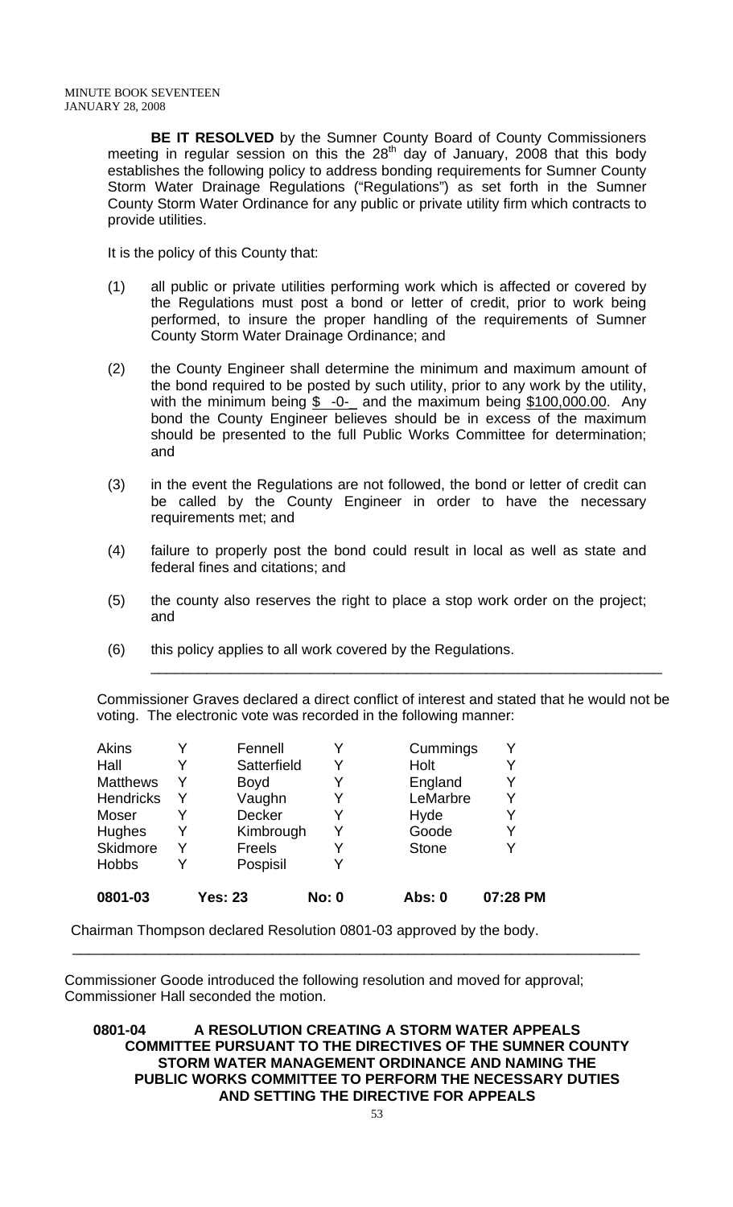**BE IT RESOLVED** by the Sumner County Board of County Commissioners meeting in regular session on this the 28th day of January, 2008 that this body establishes the following policy to address bonding requirements for Sumner County Storm Water Drainage Regulations ("Regulations") as set forth in the Sumner County Storm Water Ordinance for any public or private utility firm which contracts to provide utilities.

It is the policy of this County that:

(1) all public or private utilities performing work which is affected or covered by the Regulations must post a bond or letter of credit, prior to work being performed, to insure the proper handling of the requirements of Sumner County Storm Water Drainage Ordinance; and

(2) the County Engineer shall determine the minimum and maximum amount of the bond required to be posted by such utility, prior to any work by the utility, with the minimum being $ -0- and the maximum being $100,000.00. Any bond the County Engineer believes should be in excess of the maximum should be presented to the full Public Works Committee for determination; and

(3) in the event the Regulations are not followed, the bond or letter of credit can be called by the County Engineer in order to have the necessary requirements met; and

(4) failure to properly post the bond could result in local as well as state and federal fines and citations; and

(5) the county also reserves the right to place a stop work order on the project; and

(6) this policy applies to all work covered by the Regulations.

---

Commissioner Graves declared a direct conflict of interest and stated that he would not be voting. The electronic vote was recorded in the following manner:

| | | | | | |
|---|---|---|---|---|---|
| Akins | Y | Fennell | Y | Cummings | Y |
| Hall | Y | Satterfield | Y | Holt | Y |
| Matthews | Y | Boyd | Y | England | Y |
| Hendricks | Y | Vaughn | Y | LeMarbre | Y |
| Moser | Y | Decker | Y | Hyde | Y |
| Hughes | Y | Kimbrough | Y | Goode | Y |
| Skidmore | Y | Freels | Y | Stone | Y |
| Hobbs | Y | Pospisil | Y | | |
| **0801-03** | **Yes: 23** | | **No: 0** | **Abs: 0** | **07:28 PM** |

Chairman Thompson declared Resolution 0801-03 approved by the body.

---

Commissioner Goode introduced the following resolution and moved for approval; Commissioner Hall seconded the motion.

**0801-04 A RESOLUTION CREATING A STORM WATER APPEALS COMMITTEE PURSUANT TO THE DIRECTIVES OF THE SUMNER COUNTY STORM WATER MANAGEMENT ORDINANCE AND NAMING THE PUBLIC WORKS COMMITTEE TO PERFORM THE NECESSARY DUTIES AND SETTING THE DIRECTIVE FOR APPEALS**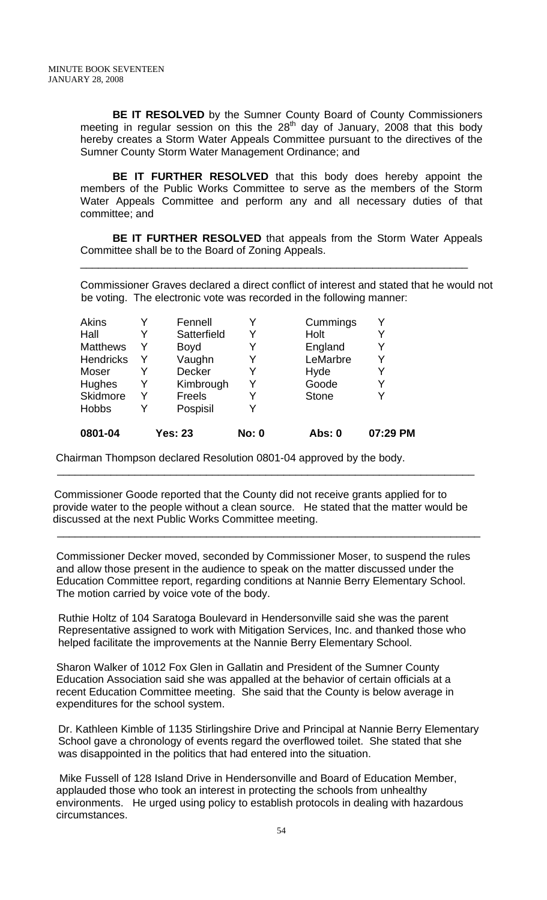**BE IT RESOLVED** by the Sumner County Board of County Commissioners meeting in regular session on this the 28th day of January, 2008 that this body hereby creates a Storm Water Appeals Committee pursuant to the directives of the Sumner County Storm Water Management Ordinance; and

**BE IT FURTHER RESOLVED** that this body does hereby appoint the members of the Public Works Committee to serve as the members of the Storm Water Appeals Committee and perform any and all necessary duties of that committee; and

**BE IT FURTHER RESOLVED** that appeals from the Storm Water Appeals Committee shall be to the Board of Zoning Appeals.

---

Commissioner Graves declared a direct conflict of interest and stated that he would not be voting. The electronic vote was recorded in the following manner:

| | | | | | |
|---|---|---|---|---|---|
| Akins | Y | Fennell | Y | Cummings | Y |
| Hall | Y | Satterfield | Y | Holt | Y |
| Matthews | Y | Boyd | Y | England | Y |
| Hendricks | Y | Vaughn | Y | LeMarbre | Y |
| Moser | Y | Decker | Y | Hyde | Y |
| Hughes | Y | Kimbrough | Y | Goode | Y |
| Skidmore | Y | Freels | Y | Stone | Y |
| Hobbs | Y | Pospisil | Y | | |
| **0801-04** | | **Yes: 23** | **No: 0** | **Abs: 0** | **07:29 PM** |

Chairman Thompson declared Resolution 0801-04 approved by the body.

---

Commissioner Goode reported that the County did not receive grants applied for to provide water to the people without a clean source. He stated that the matter would be discussed at the next Public Works Committee meeting.

---

Commissioner Decker moved, seconded by Commissioner Moser, to suspend the rules and allow those present in the audience to speak on the matter discussed under the Education Committee report, regarding conditions at Nannie Berry Elementary School. The motion carried by voice vote of the body.

Ruthie Holtz of 104 Saratoga Boulevard in Hendersonville said she was the parent Representative assigned to work with Mitigation Services, Inc. and thanked those who helped facilitate the improvements at the Nannie Berry Elementary School.

Sharon Walker of 1012 Fox Glen in Gallatin and President of the Sumner County Education Association said she was appalled at the behavior of certain officials at a recent Education Committee meeting. She said that the County is below average in expenditures for the school system.

Dr. Kathleen Kimble of 1135 Stirlingshire Drive and Principal at Nannie Berry Elementary School gave a chronology of events regard the overflowed toilet. She stated that she was disappointed in the politics that had entered into the situation.

Mike Fussell of 128 Island Drive in Hendersonville and Board of Education Member, applauded those who took an interest in protecting the schools from unhealthy environments. He urged using policy to establish protocols in dealing with hazardous circumstances.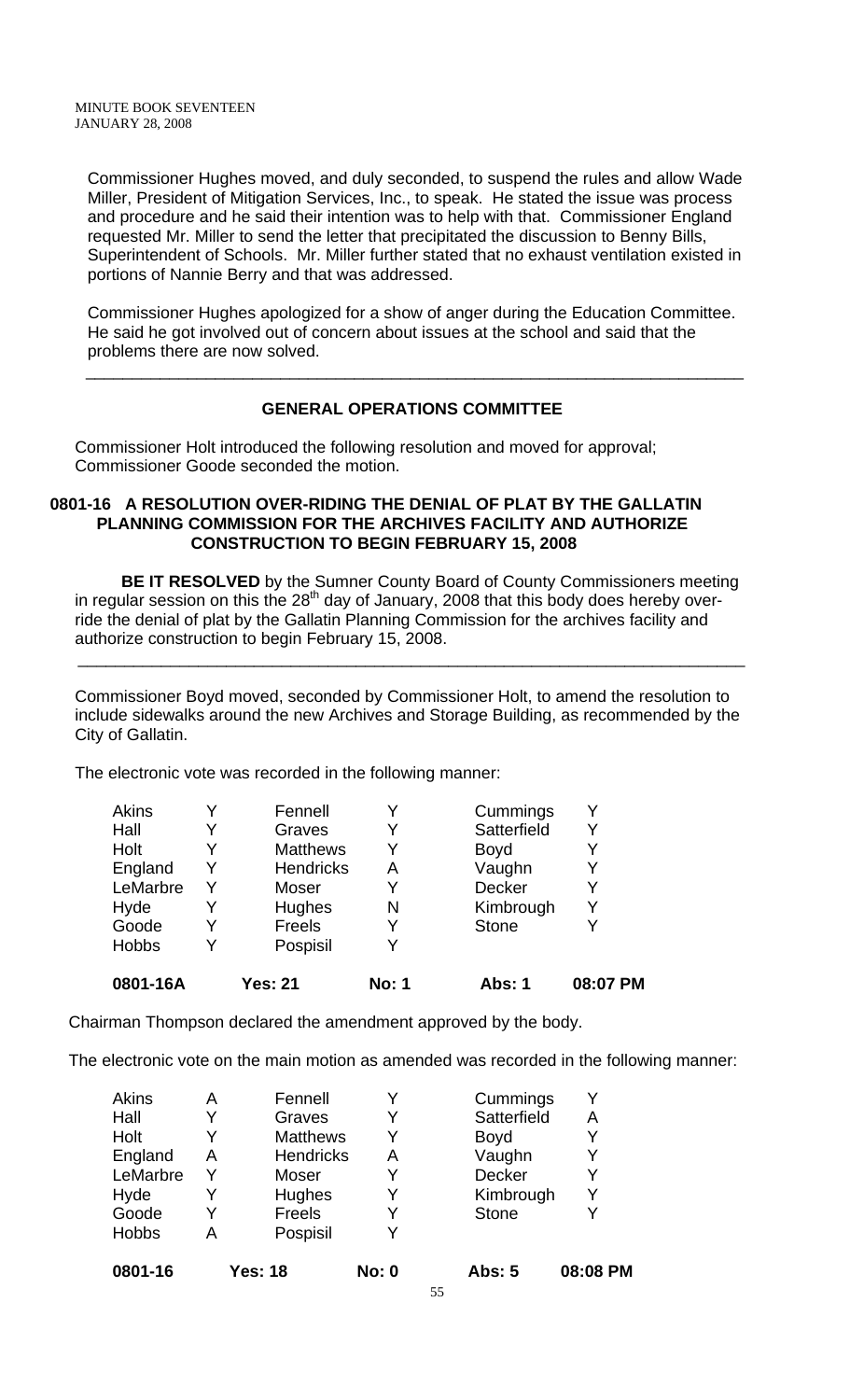Commissioner Hughes moved, and duly seconded, to suspend the rules and allow Wade Miller, President of Mitigation Services, Inc., to speak. He stated the issue was process and procedure and he said their intention was to help with that. Commissioner England requested Mr. Miller to send the letter that precipitated the discussion to Benny Bills, Superintendent of Schools. Mr. Miller further stated that no exhaust ventilation existed in portions of Nannie Berry and that was addressed.

Commissioner Hughes apologized for a show of anger during the Education Committee. He said he got involved out of concern about issues at the school and said that the problems there are now solved.

---

## GENERAL OPERATIONS COMMITTEE

Commissioner Holt introduced the following resolution and moved for approval; Commissioner Goode seconded the motion.

### 0801-16 A RESOLUTION OVER-RIDING THE DENIAL OF PLAT BY THE GALLATIN PLANNING COMMISSION FOR THE ARCHIVES FACILITY AND AUTHORIZE CONSTRUCTION TO BEGIN FEBRUARY 15, 2008

**BE IT RESOLVED** by the Sumner County Board of County Commissioners meeting in regular session on this the 28th day of January, 2008 that this body does hereby over-ride the denial of plat by the Gallatin Planning Commission for the archives facility and authorize construction to begin February 15, 2008.

---

Commissioner Boyd moved, seconded by Commissioner Holt, to amend the resolution to include sidewalks around the new Archives and Storage Building, as recommended by the City of Gallatin.

The electronic vote was recorded in the following manner:

| | | | | | | |
|---|---|---|---|---|---|---|
| Akins | Y | Fennell | Y | Cummings | Y | |
| Hall | Y | Graves | Y | Satterfield | Y | |
| Holt | Y | Matthews | Y | Boyd | Y | |
| England | Y | Hendricks | A | Vaughn | Y | |
| LeMarbre | Y | Moser | Y | Decker | Y | |
| Hyde | Y | Hughes | N | Kimbrough | Y | |
| Goode | Y | Freels | Y | Stone | Y | |
| Hobbs | Y | Pospisil | Y | | | |
| **0801-16A** | | **Yes: 21** | **No: 1** | **Abs: 1** | **08:07 PM** | |

Chairman Thompson declared the amendment approved by the body.

The electronic vote on the main motion as amended was recorded in the following manner:

| | | | | | | |
|---|---|---|---|---|---|---|
| Akins | A | Fennell | Y | Cummings | Y | |
| Hall | Y | Graves | Y | Satterfield | A | |
| Holt | Y | Matthews | Y | Boyd | Y | |
| England | A | Hendricks | A | Vaughn | Y | |
| LeMarbre | Y | Moser | Y | Decker | Y | |
| Hyde | Y | Hughes | Y | Kimbrough | Y | |
| Goode | Y | Freels | Y | Stone | Y | |
| Hobbs | A | Pospisil | Y | | | |
| **0801-16** | | **Yes: 18** | **No: 0** | **Abs: 5** | **08:08 PM** | |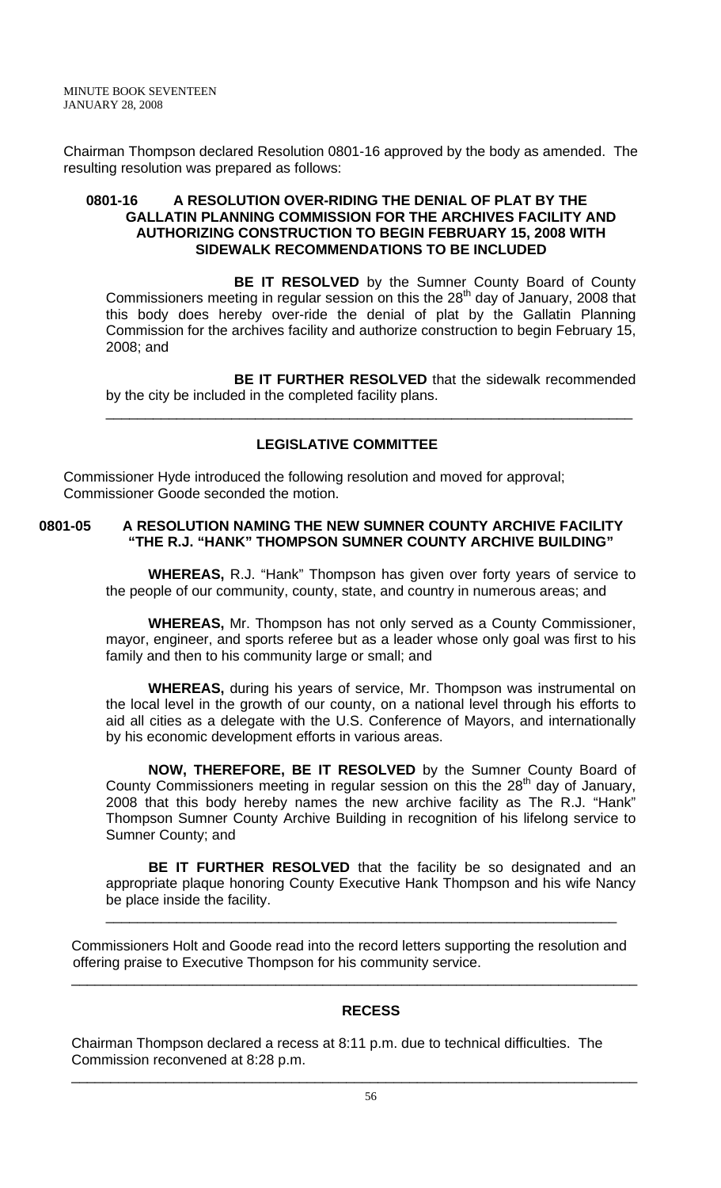Chairman Thompson declared Resolution 0801-16 approved by the body as amended. The resulting resolution was prepared as follows:

**0801-16 A RESOLUTION OVER-RIDING THE DENIAL OF PLAT BY THE GALLATIN PLANNING COMMISSION FOR THE ARCHIVES FACILITY AND AUTHORIZING CONSTRUCTION TO BEGIN FEBRUARY 15, 2008 WITH SIDEWALK RECOMMENDATIONS TO BE INCLUDED**

**BE IT RESOLVED** by the Sumner County Board of County Commissioners meeting in regular session on this the 28th day of January, 2008 that this body does hereby over-ride the denial of plat by the Gallatin Planning Commission for the archives facility and authorize construction to begin February 15, 2008; and

**BE IT FURTHER RESOLVED** that the sidewalk recommended by the city be included in the completed facility plans.

---

## LEGISLATIVE COMMITTEE

Commissioner Hyde introduced the following resolution and moved for approval; Commissioner Goode seconded the motion.

**0801-05 A RESOLUTION NAMING THE NEW SUMNER COUNTY ARCHIVE FACILITY "THE R.J. "HANK" THOMPSON SUMNER COUNTY ARCHIVE BUILDING"**

**WHEREAS,** R.J. "Hank" Thompson has given over forty years of service to the people of our community, county, state, and country in numerous areas; and

**WHEREAS,** Mr. Thompson has not only served as a County Commissioner, mayor, engineer, and sports referee but as a leader whose only goal was first to his family and then to his community large or small; and

**WHEREAS,** during his years of service, Mr. Thompson was instrumental on the local level in the growth of our county, on a national level through his efforts to aid all cities as a delegate with the U.S. Conference of Mayors, and internationally by his economic development efforts in various areas.

**NOW, THEREFORE, BE IT RESOLVED** by the Sumner County Board of County Commissioners meeting in regular session on this the 28th day of January, 2008 that this body hereby names the new archive facility as The R.J. "Hank" Thompson Sumner County Archive Building in recognition of his lifelong service to Sumner County; and

**BE IT FURTHER RESOLVED** that the facility be so designated and an appropriate plaque honoring County Executive Hank Thompson and his wife Nancy be place inside the facility.

---

Commissioners Holt and Goode read into the record letters supporting the resolution and offering praise to Executive Thompson for his community service.

---

## RECESS

Chairman Thompson declared a recess at 8:11 p.m. due to technical difficulties. The Commission reconvened at 8:28 p.m.

---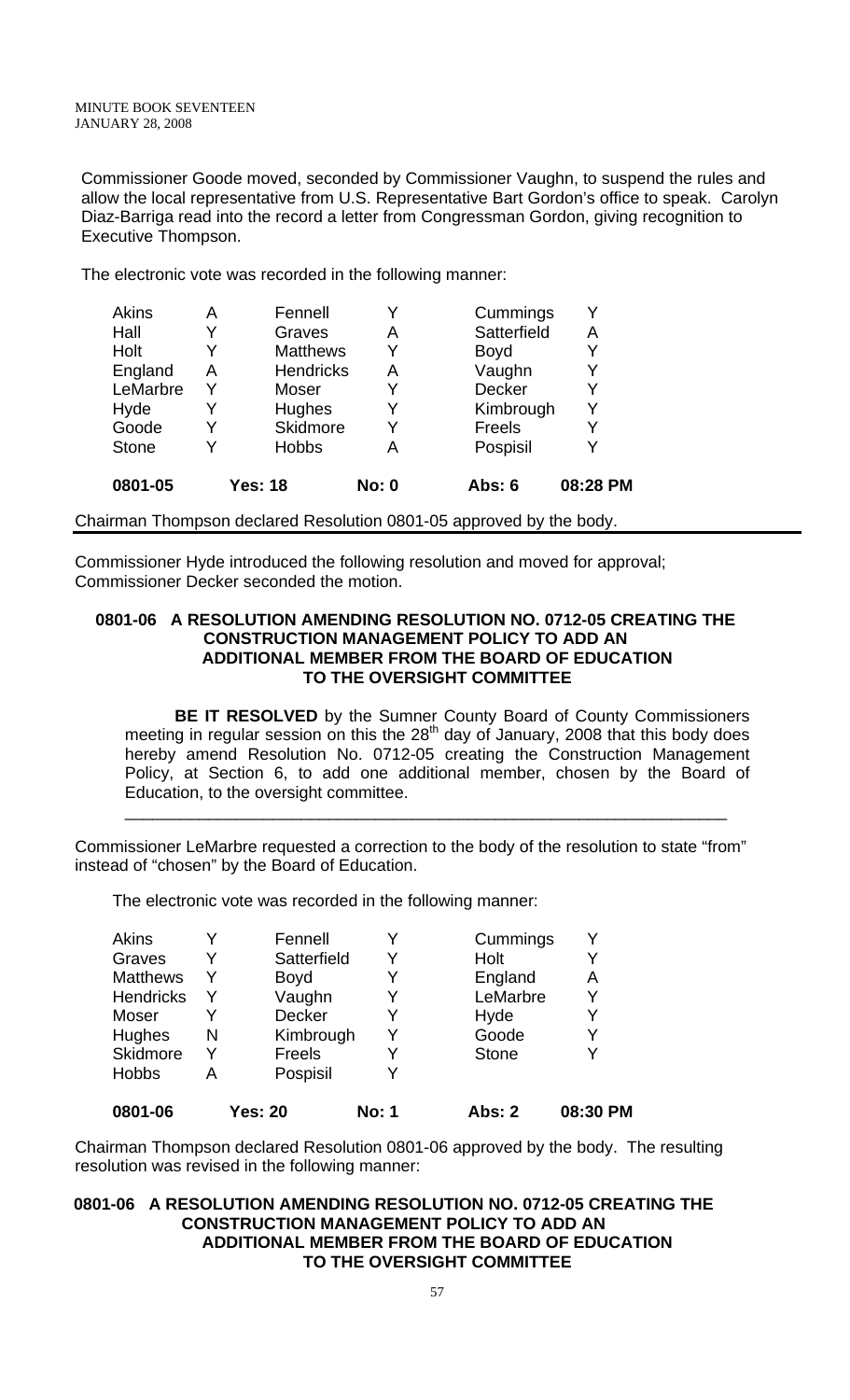Commissioner Goode moved, seconded by Commissioner Vaughn, to suspend the rules and allow the local representative from U.S. Representative Bart Gordon's office to speak. Carolyn Diaz-Barriga read into the record a letter from Congressman Gordon, giving recognition to Executive Thompson.

The electronic vote was recorded in the following manner:

| | | | | | |
|---|---|---|---|---|---|
| Akins | A | Fennell | Y | Cummings | Y |
| Hall | Y | Graves | A | Satterfield | A |
| Holt | Y | Matthews | Y | Boyd | Y |
| England | A | Hendricks | A | Vaughn | Y |
| LeMarbre | Y | Moser | Y | Decker | Y |
| Hyde | Y | Hughes | Y | Kimbrough | Y |
| Goode | Y | Skidmore | Y | Freels | Y |
| Stone | Y | Hobbs | A | Pospisil | Y |
| **0801-05** | | **Yes: 18** | **No: 0** | **Abs: 6** | **08:28 PM** |

Chairman Thompson declared Resolution 0801-05 approved by the body.

Commissioner Hyde introduced the following resolution and moved for approval; Commissioner Decker seconded the motion.

**0801-06 A RESOLUTION AMENDING RESOLUTION NO. 0712-05 CREATING THE CONSTRUCTION MANAGEMENT POLICY TO ADD AN ADDITIONAL MEMBER FROM THE BOARD OF EDUCATION TO THE OVERSIGHT COMMITTEE**

**BE IT RESOLVED** by the Sumner County Board of County Commissioners meeting in regular session on this the 28th day of January, 2008 that this body does hereby amend Resolution No. 0712-05 creating the Construction Management Policy, at Section 6, to add one additional member, chosen by the Board of Education, to the oversight committee.

---

Commissioner LeMarbre requested a correction to the body of the resolution to state "from" instead of "chosen" by the Board of Education.

The electronic vote was recorded in the following manner:

| | | | | | |
|---|---|---|---|---|---|
| Akins | Y | Fennell | Y | Cummings | Y |
| Graves | Y | Satterfield | Y | Holt | Y |
| Matthews | Y | Boyd | Y | England | A |
| Hendricks | Y | Vaughn | Y | LeMarbre | Y |
| Moser | Y | Decker | Y | Hyde | Y |
| Hughes | N | Kimbrough | Y | Goode | Y |
| Skidmore | Y | Freels | Y | Stone | Y |
| Hobbs | A | Pospisil | Y | | |
| **0801-06** | | **Yes: 20** | **No: 1** | **Abs: 2** | **08:30 PM** |

Chairman Thompson declared Resolution 0801-06 approved by the body. The resulting resolution was revised in the following manner:

**0801-06 A RESOLUTION AMENDING RESOLUTION NO. 0712-05 CREATING THE CONSTRUCTION MANAGEMENT POLICY TO ADD AN ADDITIONAL MEMBER FROM THE BOARD OF EDUCATION TO THE OVERSIGHT COMMITTEE**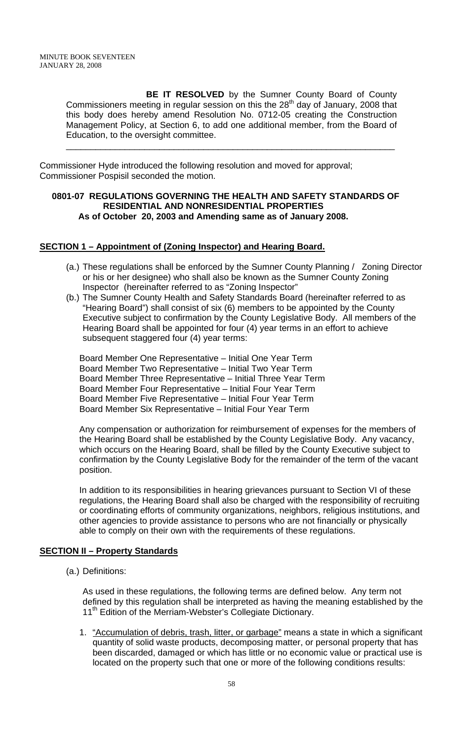**BE IT RESOLVED** by the Sumner County Board of County Commissioners meeting in regular session on this the 28th day of January, 2008 that this body does hereby amend Resolution No. 0712-05 creating the Construction Management Policy, at Section 6, to add one additional member, from the Board of Education, to the oversight committee.

---

Commissioner Hyde introduced the following resolution and moved for approval; Commissioner Pospisil seconded the motion.

**0801-07 REGULATIONS GOVERNING THE HEALTH AND SAFETY STANDARDS OF RESIDENTIAL AND NONRESIDENTIAL PROPERTIES As of October 20, 2003 and Amending same as of January 2008.**

**SECTION 1 – Appointment of (Zoning Inspector) and Hearing Board.**

(a.) These regulations shall be enforced by the Sumner County Planning / Zoning Director or his or her designee) who shall also be known as the Sumner County Zoning Inspector (hereinafter referred to as "Zoning Inspector"

(b.) The Sumner County Health and Safety Standards Board (hereinafter referred to as "Hearing Board") shall consist of six (6) members to be appointed by the County Executive subject to confirmation by the County Legislative Body. All members of the Hearing Board shall be appointed for four (4) year terms in an effort to achieve subsequent staggered four (4) year terms:

Board Member One Representative – Initial One Year Term
Board Member Two Representative – Initial Two Year Term
Board Member Three Representative – Initial Three Year Term
Board Member Four Representative – Initial Four Year Term
Board Member Five Representative – Initial Four Year Term
Board Member Six Representative – Initial Four Year Term

Any compensation or authorization for reimbursement of expenses for the members of the Hearing Board shall be established by the County Legislative Body. Any vacancy, which occurs on the Hearing Board, shall be filled by the County Executive subject to confirmation by the County Legislative Body for the remainder of the term of the vacant position.

In addition to its responsibilities in hearing grievances pursuant to Section VI of these regulations, the Hearing Board shall also be charged with the responsibility of recruiting or coordinating efforts of community organizations, neighbors, religious institutions, and other agencies to provide assistance to persons who are not financially or physically able to comply on their own with the requirements of these regulations.

**SECTION II – Property Standards**

(a.) Definitions:

As used in these regulations, the following terms are defined below. Any term not defined by this regulation shall be interpreted as having the meaning established by the 11th Edition of the Merriam-Webster's Collegiate Dictionary.

1. "Accumulation of debris, trash, litter, or garbage" means a state in which a significant quantity of solid waste products, decomposing matter, or personal property that has been discarded, damaged or which has little or no economic value or practical use is located on the property such that one or more of the following conditions results: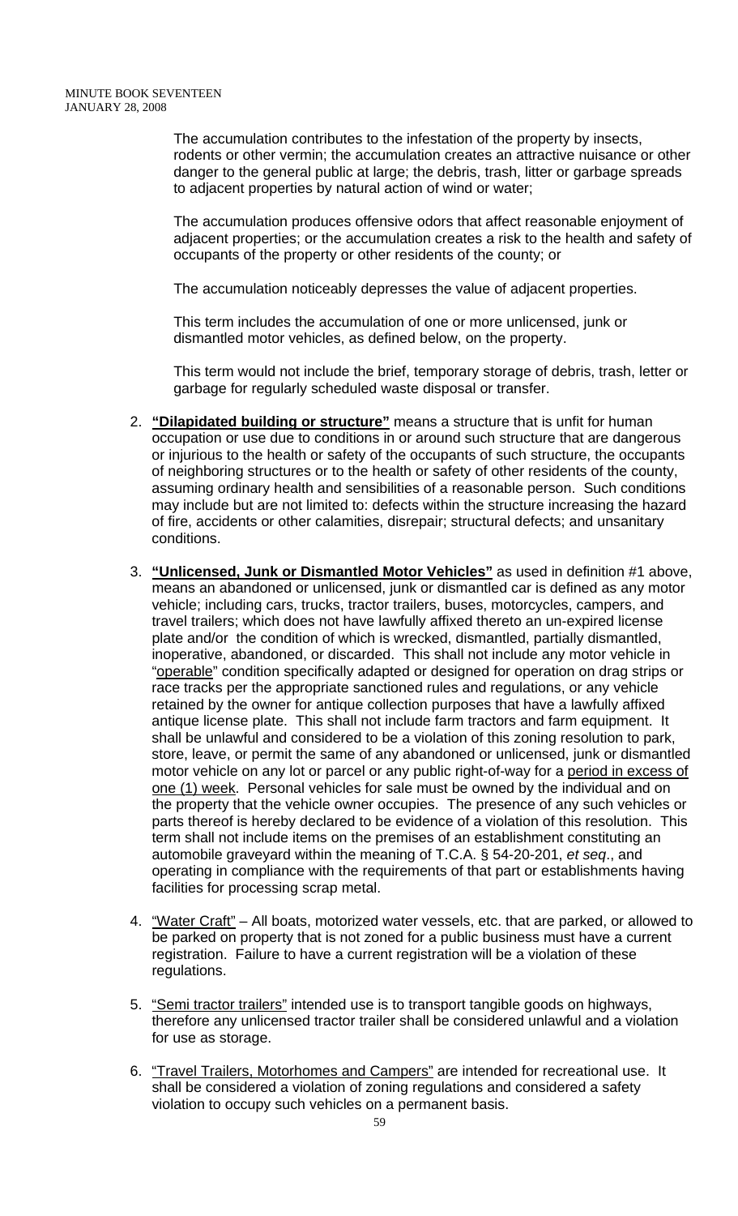The accumulation contributes to the infestation of the property by insects, rodents or other vermin; the accumulation creates an attractive nuisance or other danger to the general public at large; the debris, trash, litter or garbage spreads to adjacent properties by natural action of wind or water;

The accumulation produces offensive odors that affect reasonable enjoyment of adjacent properties; or the accumulation creates a risk to the health and safety of occupants of the property or other residents of the county; or

The accumulation noticeably depresses the value of adjacent properties.

This term includes the accumulation of one or more unlicensed, junk or dismantled motor vehicles, as defined below, on the property.

This term would not include the brief, temporary storage of debris, trash, letter or garbage for regularly scheduled waste disposal or transfer.

2. **<u>"Dilapidated building or structure"</u>** means a structure that is unfit for human occupation or use due to conditions in or around such structure that are dangerous or injurious to the health or safety of the occupants of such structure, the occupants of neighboring structures or to the health or safety of other residents of the county, assuming ordinary health and sensibilities of a reasonable person. Such conditions may include but are not limited to: defects within the structure increasing the hazard of fire, accidents or other calamities, disrepair; structural defects; and unsanitary conditions.

3. **<u>"Unlicensed, Junk or Dismantled Motor Vehicles"</u>** as used in definition #1 above, means an abandoned or unlicensed, junk or dismantled car is defined as any motor vehicle; including cars, trucks, tractor trailers, buses, motorcycles, campers, and travel trailers; which does not have lawfully affixed thereto an un-expired license plate and/or the condition of which is wrecked, dismantled, partially dismantled, inoperative, abandoned, or discarded. This shall not include any motor vehicle in "<u>operable</u>" condition specifically adapted or designed for operation on drag strips or race tracks per the appropriate sanctioned rules and regulations, or any vehicle retained by the owner for antique collection purposes that have a lawfully affixed antique license plate. This shall not include farm tractors and farm equipment. It shall be unlawful and considered to be a violation of this zoning resolution to park, store, leave, or permit the same of any abandoned or unlicensed, junk or dismantled motor vehicle on any lot or parcel or any public right-of-way for a <u>period in excess of one (1) week</u>. Personal vehicles for sale must be owned by the individual and on the property that the vehicle owner occupies. The presence of any such vehicles or parts thereof is hereby declared to be evidence of a violation of this resolution. This term shall not include items on the premises of an establishment constituting an automobile graveyard within the meaning of T.C.A. § 54-20-201, *et seq*., and operating in compliance with the requirements of that part or establishments having facilities for processing scrap metal.

4. <u>"Water Craft"</u> – All boats, motorized water vessels, etc. that are parked, or allowed to be parked on property that is not zoned for a public business must have a current registration. Failure to have a current registration will be a violation of these regulations.

5. <u>"Semi tractor trailers"</u> intended use is to transport tangible goods on highways, therefore any unlicensed tractor trailer shall be considered unlawful and a violation for use as storage.

6. <u>"Travel Trailers, Motorhomes and Campers"</u> are intended for recreational use. It shall be considered a violation of zoning regulations and considered a safety violation to occupy such vehicles on a permanent basis.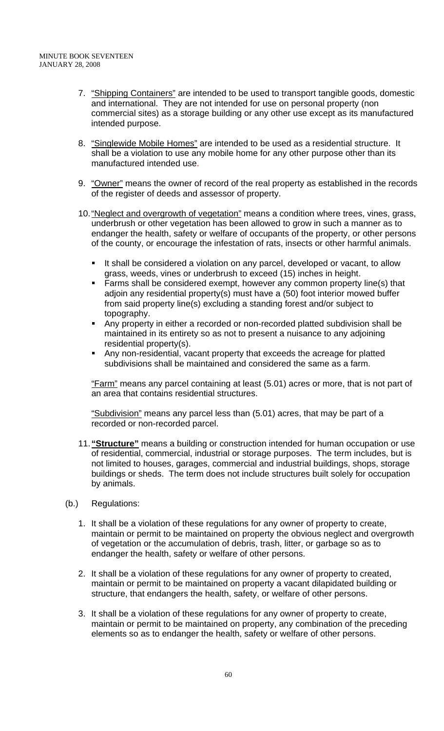7. "Shipping Containers" are intended to be used to transport tangible goods, domestic and international. They are not intended for use on personal property (non commercial sites) as a storage building or any other use except as its manufactured intended purpose.

8. "Singlewide Mobile Homes" are intended to be used as a residential structure. It shall be a violation to use any mobile home for any other purpose other than its manufactured intended use.

9. "Owner" means the owner of record of the real property as established in the records of the register of deeds and assessor of property.

10. "Neglect and overgrowth of vegetation" means a condition where trees, vines, grass, underbrush or other vegetation has been allowed to grow in such a manner as to endanger the health, safety or welfare of occupants of the property, or other persons of the county, or encourage the infestation of rats, insects or other harmful animals.

    - It shall be considered a violation on any parcel, developed or vacant, to allow grass, weeds, vines or underbrush to exceed (15) inches in height.
    - Farms shall be considered exempt, however any common property line(s) that adjoin any residential property(s) must have a (50) foot interior mowed buffer from said property line(s) excluding a standing forest and/or subject to topography.
    - Any property in either a recorded or non-recorded platted subdivision shall be maintained in its entirety so as not to present a nuisance to any adjoining residential property(s).
    - Any non-residential, vacant property that exceeds the acreage for platted subdivisions shall be maintained and considered the same as a farm.

    "Farm" means any parcel containing at least (5.01) acres or more, that is not part of an area that contains residential structures.

    "Subdivision" means any parcel less than (5.01) acres, that may be part of a recorded or non-recorded parcel.

11. **"Structure"** means a building or construction intended for human occupation or use of residential, commercial, industrial or storage purposes. The term includes, but is not limited to houses, garages, commercial and industrial buildings, shops, storage buildings or sheds. The term does not include structures built solely for occupation by animals.

(b.) Regulations:

1. It shall be a violation of these regulations for any owner of property to create, maintain or permit to be maintained on property the obvious neglect and overgrowth of vegetation or the accumulation of debris, trash, litter, or garbage so as to endanger the health, safety or welfare of other persons.

2. It shall be a violation of these regulations for any owner of property to created, maintain or permit to be maintained on property a vacant dilapidated building or structure, that endangers the health, safety, or welfare of other persons.

3. It shall be a violation of these regulations for any owner of property to create, maintain or permit to be maintained on property, any combination of the preceding elements so as to endanger the health, safety or welfare of other persons.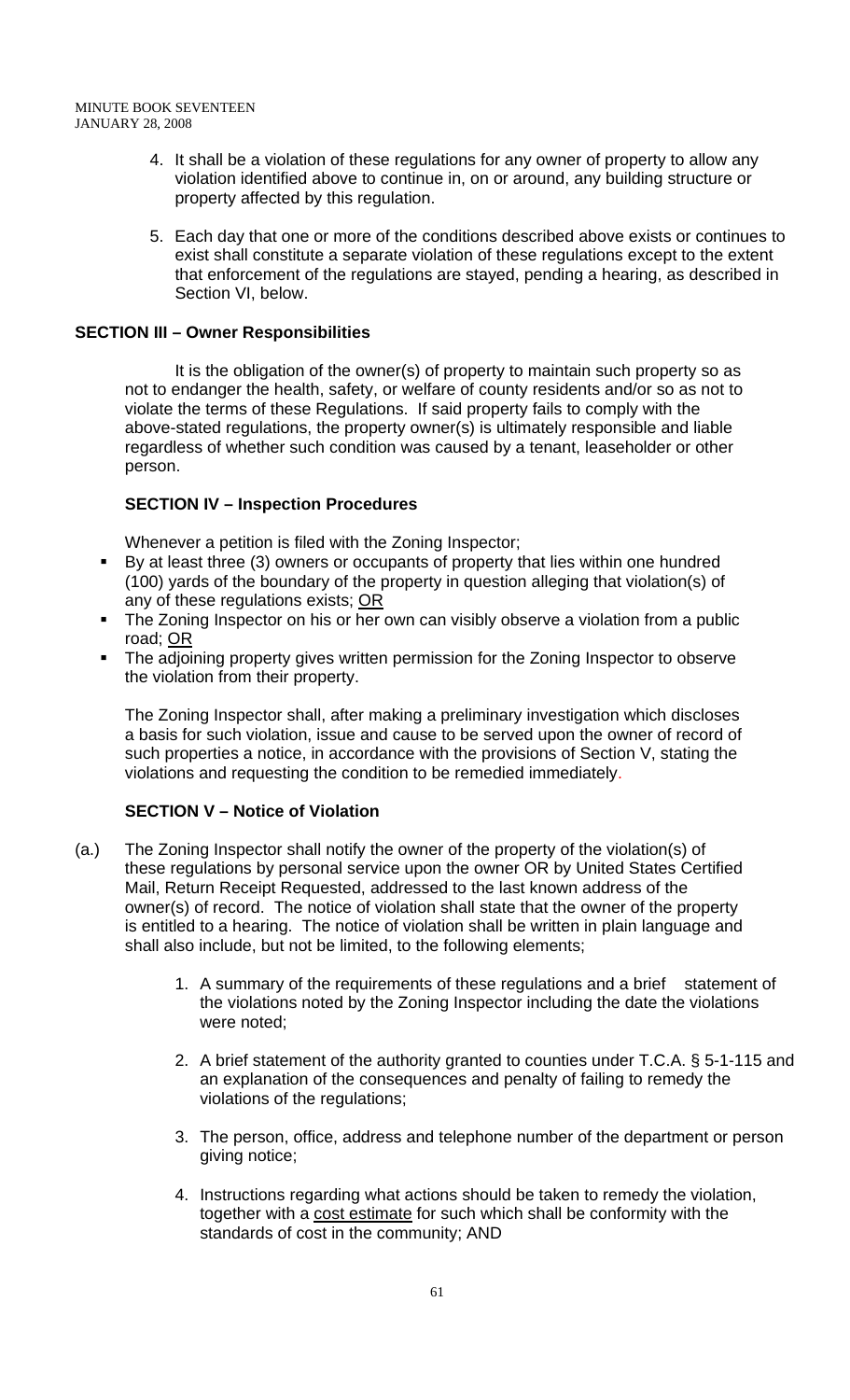4. It shall be a violation of these regulations for any owner of property to allow any violation identified above to continue in, on or around, any building structure or property affected by this regulation.

5. Each day that one or more of the conditions described above exists or continues to exist shall constitute a separate violation of these regulations except to the extent that enforcement of the regulations are stayed, pending a hearing, as described in Section VI, below.

**SECTION III – Owner Responsibilities**

It is the obligation of the owner(s) of property to maintain such property so as not to endanger the health, safety, or welfare of county residents and/or so as not to violate the terms of these Regulations. If said property fails to comply with the above-stated regulations, the property owner(s) is ultimately responsible and liable regardless of whether such condition was caused by a tenant, leaseholder or other person.

**SECTION IV – Inspection Procedures**

Whenever a petition is filed with the Zoning Inspector;

- By at least three (3) owners or occupants of property that lies within one hundred (100) yards of the boundary of the property in question alleging that violation(s) of any of these regulations exists; <u>OR</u>
- The Zoning Inspector on his or her own can visibly observe a violation from a public road; <u>OR</u>
- The adjoining property gives written permission for the Zoning Inspector to observe the violation from their property.

The Zoning Inspector shall, after making a preliminary investigation which discloses a basis for such violation, issue and cause to be served upon the owner of record of such properties a notice, in accordance with the provisions of Section V, stating the violations and requesting the condition to be remedied immediately.

**SECTION V – Notice of Violation**

(a.) The Zoning Inspector shall notify the owner of the property of the violation(s) of these regulations by personal service upon the owner OR by United States Certified Mail, Return Receipt Requested, addressed to the last known address of the owner(s) of record. The notice of violation shall state that the owner of the property is entitled to a hearing. The notice of violation shall be written in plain language and shall also include, but not be limited, to the following elements;

1. A summary of the requirements of these regulations and a brief statement of the violations noted by the Zoning Inspector including the date the violations were noted;

2. A brief statement of the authority granted to counties under T.C.A. § 5-1-115 and an explanation of the consequences and penalty of failing to remedy the violations of the regulations;

3. The person, office, address and telephone number of the department or person giving notice;

4. Instructions regarding what actions should be taken to remedy the violation, together with a <u>cost estimate</u> for such which shall be conformity with the standards of cost in the community; AND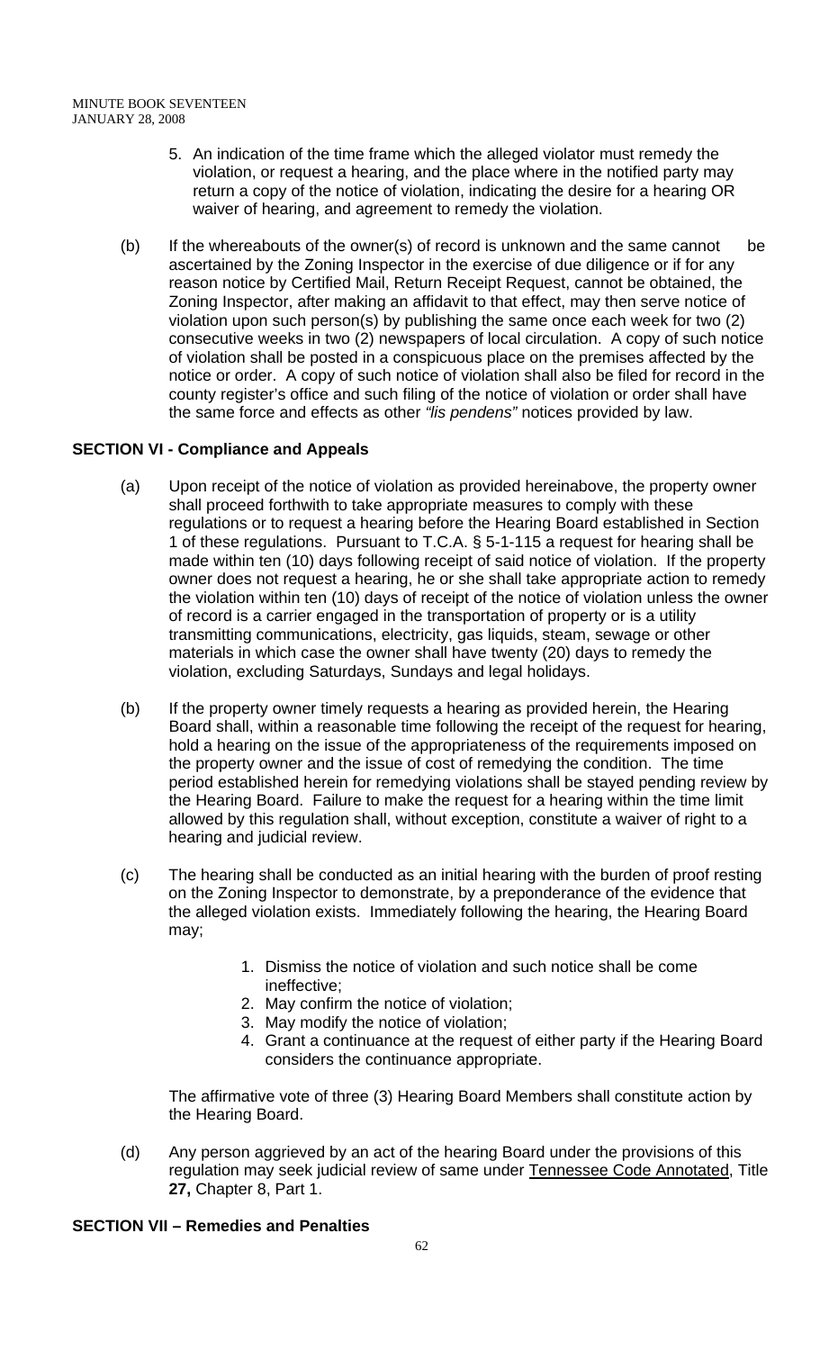5. An indication of the time frame which the alleged violator must remedy the violation, or request a hearing, and the place where in the notified party may return a copy of the notice of violation, indicating the desire for a hearing OR waiver of hearing, and agreement to remedy the violation.

(b) If the whereabouts of the owner(s) of record is unknown and the same cannot be ascertained by the Zoning Inspector in the exercise of due diligence or if for any reason notice by Certified Mail, Return Receipt Request, cannot be obtained, the Zoning Inspector, after making an affidavit to that effect, may then serve notice of violation upon such person(s) by publishing the same once each week for two (2) consecutive weeks in two (2) newspapers of local circulation. A copy of such notice of violation shall be posted in a conspicuous place on the premises affected by the notice or order. A copy of such notice of violation shall also be filed for record in the county register's office and such filing of the notice of violation or order shall have the same force and effects as other *"lis pendens"* notices provided by law.

**SECTION VI - Compliance and Appeals**

(a) Upon receipt of the notice of violation as provided hereinabove, the property owner shall proceed forthwith to take appropriate measures to comply with these regulations or to request a hearing before the Hearing Board established in Section 1 of these regulations. Pursuant to T.C.A. § 5-1-115 a request for hearing shall be made within ten (10) days following receipt of said notice of violation. If the property owner does not request a hearing, he or she shall take appropriate action to remedy the violation within ten (10) days of receipt of the notice of violation unless the owner of record is a carrier engaged in the transportation of property or is a utility transmitting communications, electricity, gas liquids, steam, sewage or other materials in which case the owner shall have twenty (20) days to remedy the violation, excluding Saturdays, Sundays and legal holidays.

(b) If the property owner timely requests a hearing as provided herein, the Hearing Board shall, within a reasonable time following the receipt of the request for hearing, hold a hearing on the issue of the appropriateness of the requirements imposed on the property owner and the issue of cost of remedying the condition. The time period established herein for remedying violations shall be stayed pending review by the Hearing Board. Failure to make the request for a hearing within the time limit allowed by this regulation shall, without exception, constitute a waiver of right to a hearing and judicial review.

(c) The hearing shall be conducted as an initial hearing with the burden of proof resting on the Zoning Inspector to demonstrate, by a preponderance of the evidence that the alleged violation exists. Immediately following the hearing, the Hearing Board may;

1. Dismiss the notice of violation and such notice shall be come ineffective;
2. May confirm the notice of violation;
3. May modify the notice of violation;
4. Grant a continuance at the request of either party if the Hearing Board considers the continuance appropriate.

The affirmative vote of three (3) Hearing Board Members shall constitute action by the Hearing Board.

(d) Any person aggrieved by an act of the hearing Board under the provisions of this regulation may seek judicial review of same under Tennessee Code Annotated, Title **27,** Chapter 8, Part 1.

**SECTION VII – Remedies and Penalties**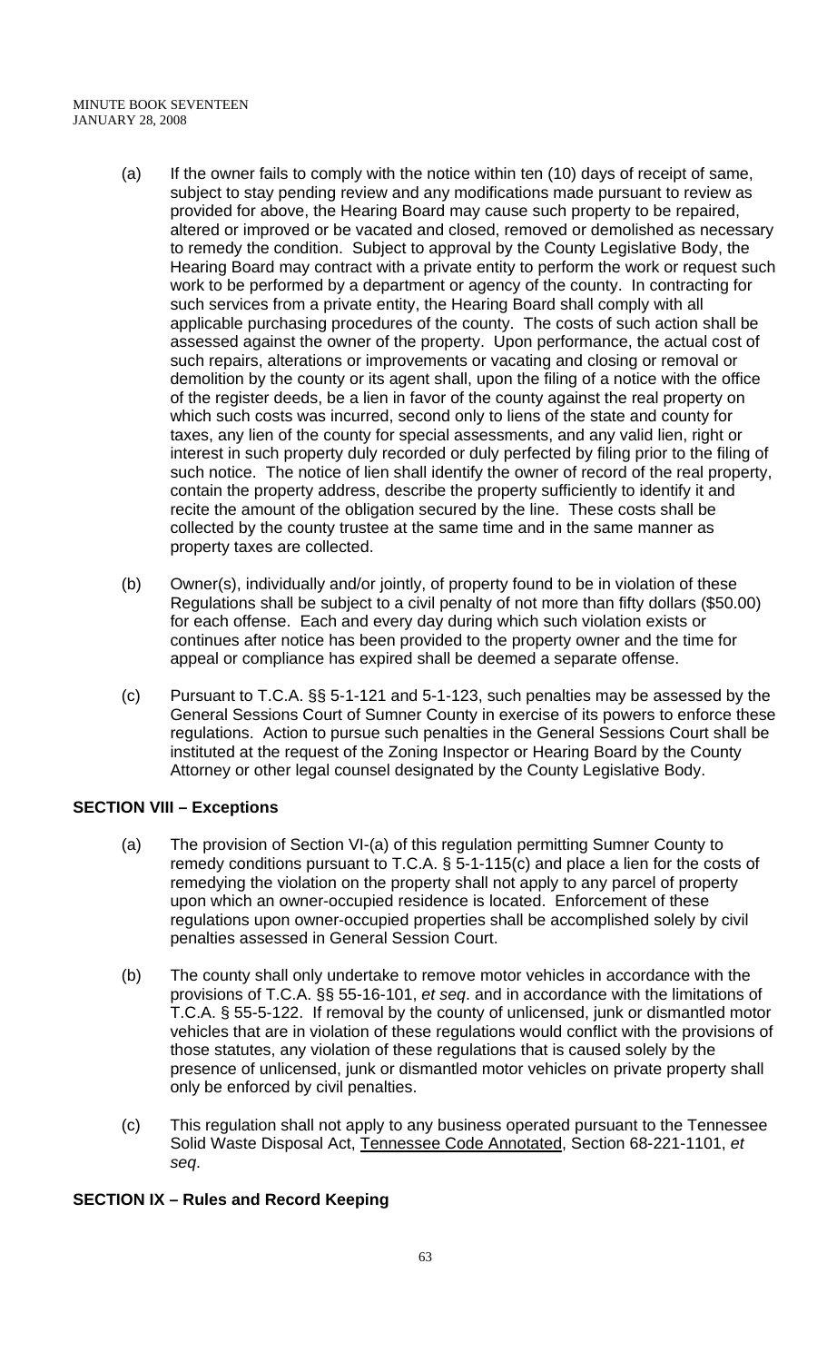(a) If the owner fails to comply with the notice within ten (10) days of receipt of same, subject to stay pending review and any modifications made pursuant to review as provided for above, the Hearing Board may cause such property to be repaired, altered or improved or be vacated and closed, removed or demolished as necessary to remedy the condition. Subject to approval by the County Legislative Body, the Hearing Board may contract with a private entity to perform the work or request such work to be performed by a department or agency of the county. In contracting for such services from a private entity, the Hearing Board shall comply with all applicable purchasing procedures of the county. The costs of such action shall be assessed against the owner of the property. Upon performance, the actual cost of such repairs, alterations or improvements or vacating and closing or removal or demolition by the county or its agent shall, upon the filing of a notice with the office of the register deeds, be a lien in favor of the county against the real property on which such costs was incurred, second only to liens of the state and county for taxes, any lien of the county for special assessments, and any valid lien, right or interest in such property duly recorded or duly perfected by filing prior to the filing of such notice. The notice of lien shall identify the owner of record of the real property, contain the property address, describe the property sufficiently to identify it and recite the amount of the obligation secured by the line. These costs shall be collected by the county trustee at the same time and in the same manner as property taxes are collected.

(b) Owner(s), individually and/or jointly, of property found to be in violation of these Regulations shall be subject to a civil penalty of not more than fifty dollars ($50.00) for each offense. Each and every day during which such violation exists or continues after notice has been provided to the property owner and the time for appeal or compliance has expired shall be deemed a separate offense.

(c) Pursuant to T.C.A. §§ 5-1-121 and 5-1-123, such penalties may be assessed by the General Sessions Court of Sumner County in exercise of its powers to enforce these regulations. Action to pursue such penalties in the General Sessions Court shall be instituted at the request of the Zoning Inspector or Hearing Board by the County Attorney or other legal counsel designated by the County Legislative Body.

**SECTION VIII – Exceptions**

(a) The provision of Section VI-(a) of this regulation permitting Sumner County to remedy conditions pursuant to T.C.A. § 5-1-115(c) and place a lien for the costs of remedying the violation on the property shall not apply to any parcel of property upon which an owner-occupied residence is located. Enforcement of these regulations upon owner-occupied properties shall be accomplished solely by civil penalties assessed in General Session Court.

(b) The county shall only undertake to remove motor vehicles in accordance with the provisions of T.C.A. §§ 55-16-101, *et seq*. and in accordance with the limitations of T.C.A. § 55-5-122. If removal by the county of unlicensed, junk or dismantled motor vehicles that are in violation of these regulations would conflict with the provisions of those statutes, any violation of these regulations that is caused solely by the presence of unlicensed, junk or dismantled motor vehicles on private property shall only be enforced by civil penalties.

(c) This regulation shall not apply to any business operated pursuant to the Tennessee Solid Waste Disposal Act, Tennessee Code Annotated, Section 68-221-1101, *et seq*.

**SECTION IX – Rules and Record Keeping**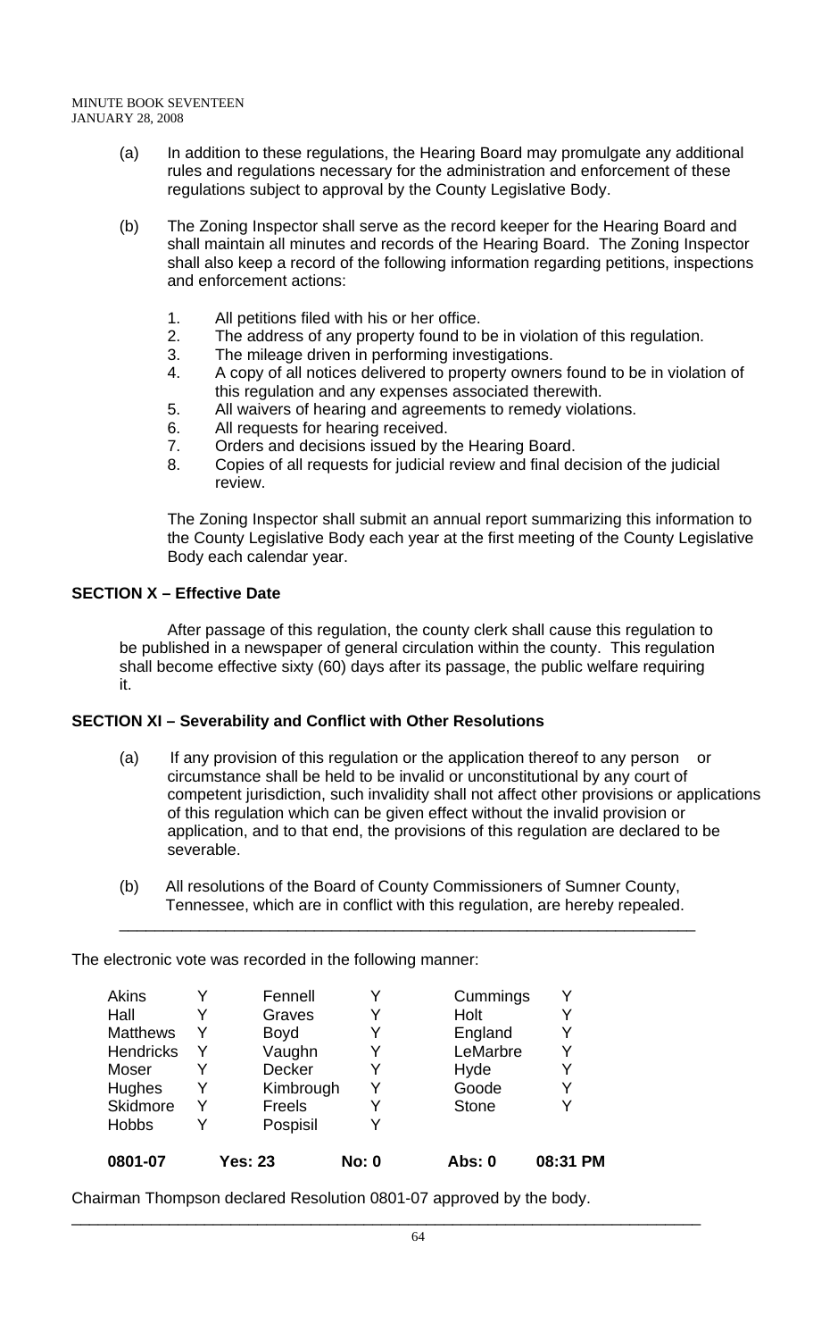(a) In addition to these regulations, the Hearing Board may promulgate any additional rules and regulations necessary for the administration and enforcement of these regulations subject to approval by the County Legislative Body.

(b) The Zoning Inspector shall serve as the record keeper for the Hearing Board and shall maintain all minutes and records of the Hearing Board. The Zoning Inspector shall also keep a record of the following information regarding petitions, inspections and enforcement actions:

1. All petitions filed with his or her office.
2. The address of any property found to be in violation of this regulation.
3. The mileage driven in performing investigations.
4. A copy of all notices delivered to property owners found to be in violation of this regulation and any expenses associated therewith.
5. All waivers of hearing and agreements to remedy violations.
6. All requests for hearing received.
7. Orders and decisions issued by the Hearing Board.
8. Copies of all requests for judicial review and final decision of the judicial review.

The Zoning Inspector shall submit an annual report summarizing this information to the County Legislative Body each year at the first meeting of the County Legislative Body each calendar year.

**SECTION X – Effective Date**

After passage of this regulation, the county clerk shall cause this regulation to be published in a newspaper of general circulation within the county. This regulation shall become effective sixty (60) days after its passage, the public welfare requiring it.

**SECTION XI – Severability and Conflict with Other Resolutions**

(a) If any provision of this regulation or the application thereof to any person or circumstance shall be held to be invalid or unconstitutional by any court of competent jurisdiction, such invalidity shall not affect other provisions or applications of this regulation which can be given effect without the invalid provision or application, and to that end, the provisions of this regulation are declared to be severable.

(b) All resolutions of the Board of County Commissioners of Sumner County, Tennessee, which are in conflict with this regulation, are hereby repealed.

---

The electronic vote was recorded in the following manner:

| | | | | | |
|---|---|---|---|---|---|
| Akins | Y | Fennell | Y | Cummings | Y |
| Hall | Y | Graves | Y | Holt | Y |
| Matthews | Y | Boyd | Y | England | Y |
| Hendricks | Y | Vaughn | Y | LeMarbre | Y |
| Moser | Y | Decker | Y | Hyde | Y |
| Hughes | Y | Kimbrough | Y | Goode | Y |
| Skidmore | Y | Freels | Y | Stone | Y |
| Hobbs | Y | Pospisil | Y | | |
| **0801-07** | **Yes: 23** | | **No: 0** | **Abs: 0** | **08:31 PM** |

Chairman Thompson declared Resolution 0801-07 approved by the body.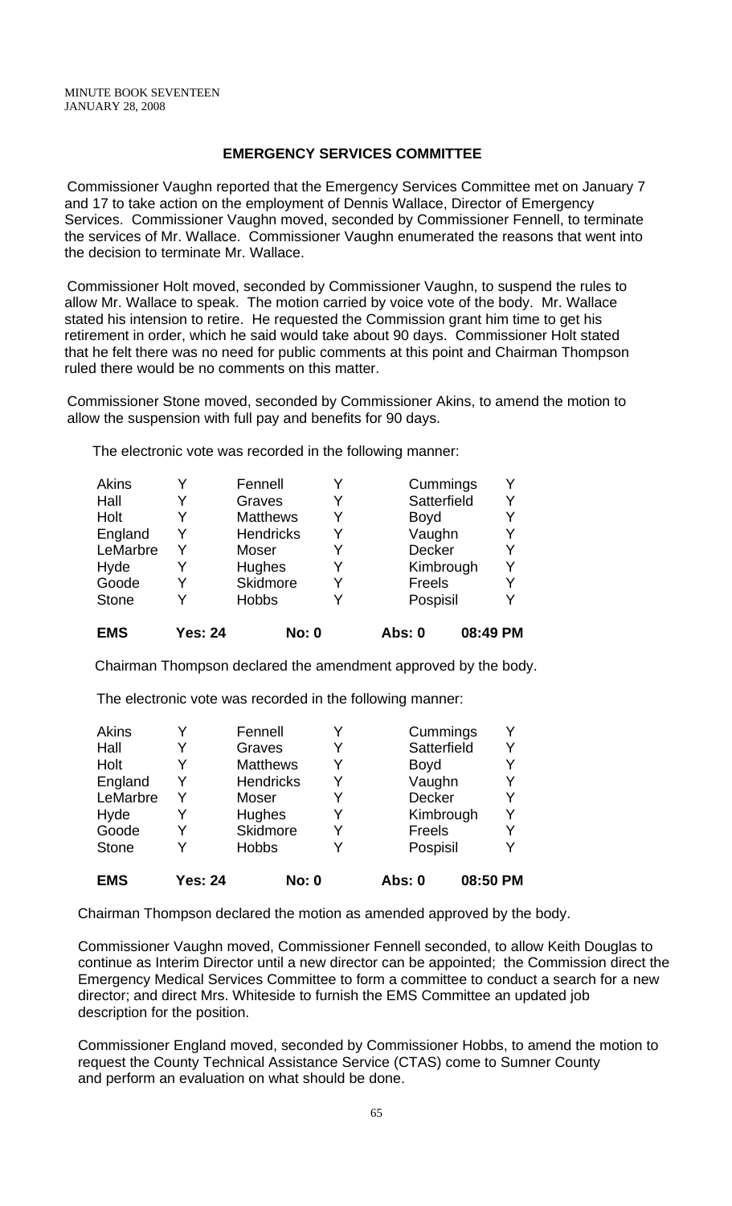## EMERGENCY SERVICES COMMITTEE

Commissioner Vaughn reported that the Emergency Services Committee met on January 7 and 17 to take action on the employment of Dennis Wallace, Director of Emergency Services. Commissioner Vaughn moved, seconded by Commissioner Fennell, to terminate the services of Mr. Wallace. Commissioner Vaughn enumerated the reasons that went into the decision to terminate Mr. Wallace.

Commissioner Holt moved, seconded by Commissioner Vaughn, to suspend the rules to allow Mr. Wallace to speak. The motion carried by voice vote of the body. Mr. Wallace stated his intension to retire. He requested the Commission grant him time to get his retirement in order, which he said would take about 90 days. Commissioner Holt stated that he felt there was no need for public comments at this point and Chairman Thompson ruled there would be no comments on this matter.

Commissioner Stone moved, seconded by Commissioner Akins, to amend the motion to allow the suspension with full pay and benefits for 90 days.

The electronic vote was recorded in the following manner:

| | | | | | |
|---|---|---|---|---|---|
| Akins | Y | Fennell | Y | Cummings | Y |
| Hall | Y | Graves | Y | Satterfield | Y |
| Holt | Y | Matthews | Y | Boyd | Y |
| England | Y | Hendricks | Y | Vaughn | Y |
| LeMarbre | Y | Moser | Y | Decker | Y |
| Hyde | Y | Hughes | Y | Kimbrough | Y |
| Goode | Y | Skidmore | Y | Freels | Y |
| Stone | Y | Hobbs | Y | Pospisil | Y |
| **EMS** | **Yes: 24** | **No: 0** | | **Abs: 0** | **08:49 PM** |

Chairman Thompson declared the amendment approved by the body.

The electronic vote was recorded in the following manner:

| | | | | | |
|---|---|---|---|---|---|
| Akins | Y | Fennell | Y | Cummings | Y |
| Hall | Y | Graves | Y | Satterfield | Y |
| Holt | Y | Matthews | Y | Boyd | Y |
| England | Y | Hendricks | Y | Vaughn | Y |
| LeMarbre | Y | Moser | Y | Decker | Y |
| Hyde | Y | Hughes | Y | Kimbrough | Y |
| Goode | Y | Skidmore | Y | Freels | Y |
| Stone | Y | Hobbs | Y | Pospisil | Y |
| **EMS** | **Yes: 24** | **No: 0** | | **Abs: 0** | **08:50 PM** |

Chairman Thompson declared the motion as amended approved by the body.

Commissioner Vaughn moved, Commissioner Fennell seconded, to allow Keith Douglas to continue as Interim Director until a new director can be appointed; the Commission direct the Emergency Medical Services Committee to form a committee to conduct a search for a new director; and direct Mrs. Whiteside to furnish the EMS Committee an updated job description for the position.

Commissioner England moved, seconded by Commissioner Hobbs, to amend the motion to request the County Technical Assistance Service (CTAS) come to Sumner County and perform an evaluation on what should be done.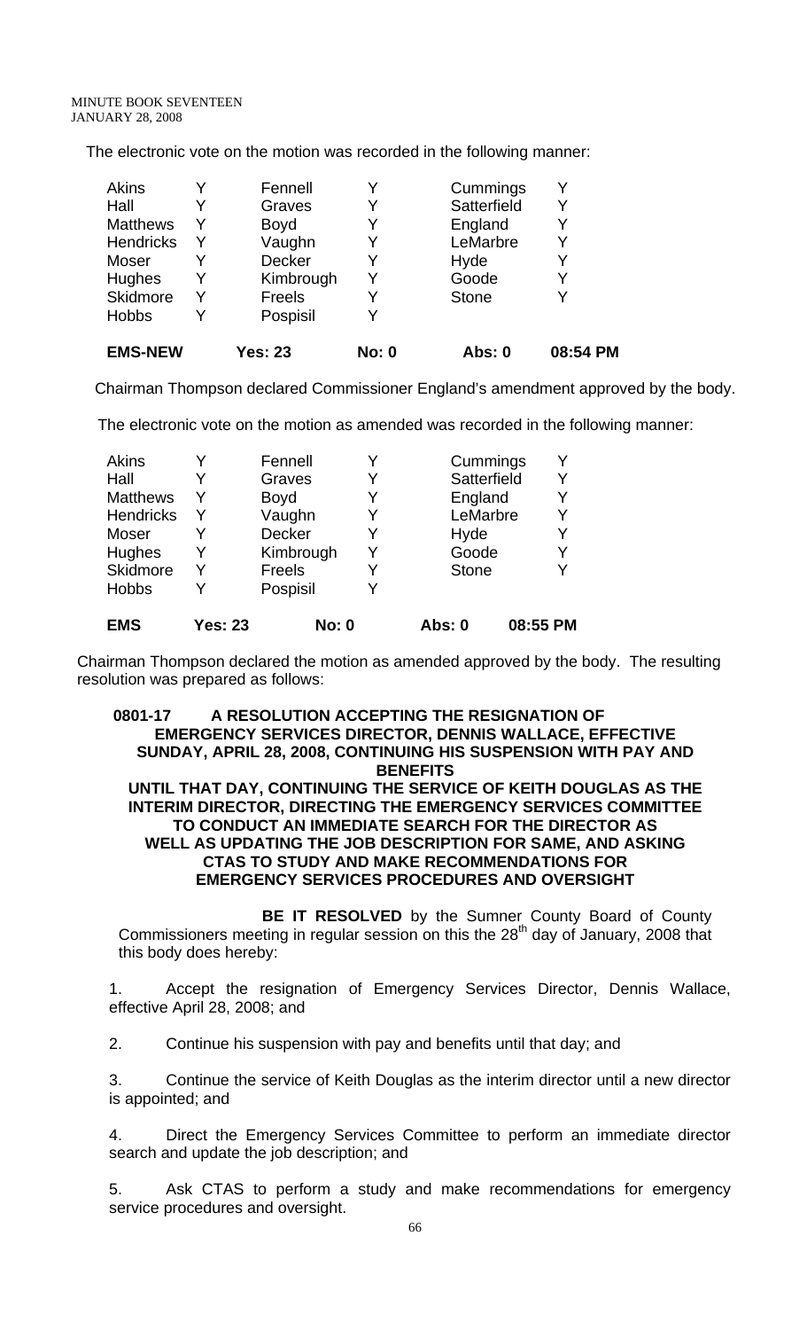The electronic vote on the motion was recorded in the following manner:

| | | | | | |
|---|---|---|---|---|---|
| Akins | Y | Fennell | Y | Cummings | Y |
| Hall | Y | Graves | Y | Satterfield | Y |
| Matthews | Y | Boyd | Y | England | Y |
| Hendricks | Y | Vaughn | Y | LeMarbre | Y |
| Moser | Y | Decker | Y | Hyde | Y |
| Hughes | Y | Kimbrough | Y | Goode | Y |
| Skidmore | Y | Freels | Y | Stone | Y |
| Hobbs | Y | Pospisil | Y | | |
| **EMS-NEW** | | **Yes: 23** | **No: 0** | **Abs: 0** | **08:54 PM** |

Chairman Thompson declared Commissioner England's amendment approved by the body.

The electronic vote on the motion as amended was recorded in the following manner:

| | | | | | |
|---|---|---|---|---|---|
| Akins | Y | Fennell | Y | Cummings | Y |
| Hall | Y | Graves | Y | Satterfield | Y |
| Matthews | Y | Boyd | Y | England | Y |
| Hendricks | Y | Vaughn | Y | LeMarbre | Y |
| Moser | Y | Decker | Y | Hyde | Y |
| Hughes | Y | Kimbrough | Y | Goode | Y |
| Skidmore | Y | Freels | Y | Stone | Y |
| Hobbs | Y | Pospisil | Y | | |
| **EMS** | **Yes: 23** | **No: 0** | | **Abs: 0** | **08:55 PM** |

Chairman Thompson declared the motion as amended approved by the body. The resulting resolution was prepared as follows:

**0801-17 A RESOLUTION ACCEPTING THE RESIGNATION OF EMERGENCY SERVICES DIRECTOR, DENNIS WALLACE, EFFECTIVE SUNDAY, APRIL 28, 2008, CONTINUING HIS SUSPENSION WITH PAY AND BENEFITS UNTIL THAT DAY, CONTINUING THE SERVICE OF KEITH DOUGLAS AS THE INTERIM DIRECTOR, DIRECTING THE EMERGENCY SERVICES COMMITTEE TO CONDUCT AN IMMEDIATE SEARCH FOR THE DIRECTOR AS WELL AS UPDATING THE JOB DESCRIPTION FOR SAME, AND ASKING CTAS TO STUDY AND MAKE RECOMMENDATIONS FOR EMERGENCY SERVICES PROCEDURES AND OVERSIGHT**

**BE IT RESOLVED** by the Sumner County Board of County Commissioners meeting in regular session on this the 28th day of January, 2008 that this body does hereby:

1. Accept the resignation of Emergency Services Director, Dennis Wallace, effective April 28, 2008; and

2. Continue his suspension with pay and benefits until that day; and

3. Continue the service of Keith Douglas as the interim director until a new director is appointed; and

4. Direct the Emergency Services Committee to perform an immediate director search and update the job description; and

5. Ask CTAS to perform a study and make recommendations for emergency service procedures and oversight.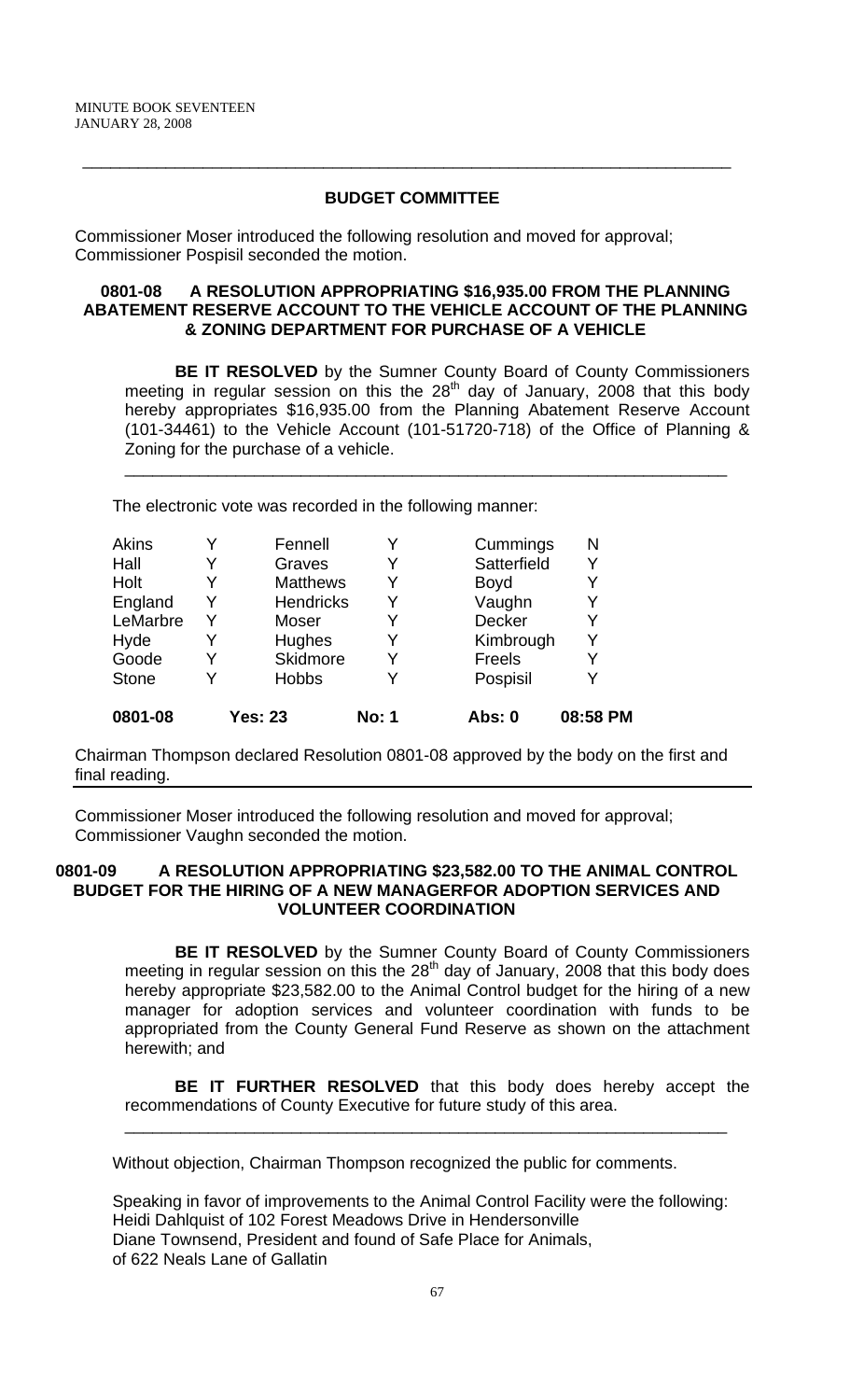## BUDGET COMMITTEE

Commissioner Moser introduced the following resolution and moved for approval; Commissioner Pospisil seconded the motion.

### 0801-08 A RESOLUTION APPROPRIATING $16,935.00 FROM THE PLANNING ABATEMENT RESERVE ACCOUNT TO THE VEHICLE ACCOUNT OF THE PLANNING & ZONING DEPARTMENT FOR PURCHASE OF A VEHICLE

**BE IT RESOLVED** by the Sumner County Board of County Commissioners meeting in regular session on this the 28th day of January, 2008 that this body hereby appropriates $16,935.00 from the Planning Abatement Reserve Account (101-34461) to the Vehicle Account (101-51720-718) of the Office of Planning & Zoning for the purchase of a vehicle.

The electronic vote was recorded in the following manner:

| | | | | | |
|---|---|---|---|---|---|
| Akins | Y | Fennell | Y | Cummings | N |
| Hall | Y | Graves | Y | Satterfield | Y |
| Holt | Y | Matthews | Y | Boyd | Y |
| England | Y | Hendricks | Y | Vaughn | Y |
| LeMarbre | Y | Moser | Y | Decker | Y |
| Hyde | Y | Hughes | Y | Kimbrough | Y |
| Goode | Y | Skidmore | Y | Freels | Y |
| Stone | Y | Hobbs | Y | Pospisil | Y |
| **0801-08** | | **Yes: 23** | **No: 1** | **Abs: 0** | **08:58 PM** |

Chairman Thompson declared Resolution 0801-08 approved by the body on the first and final reading.

Commissioner Moser introduced the following resolution and moved for approval; Commissioner Vaughn seconded the motion.

### 0801-09 A RESOLUTION APPROPRIATING $23,582.00 TO THE ANIMAL CONTROL BUDGET FOR THE HIRING OF A NEW MANAGERFOR ADOPTION SERVICES AND VOLUNTEER COORDINATION

**BE IT RESOLVED** by the Sumner County Board of County Commissioners meeting in regular session on this the 28th day of January, 2008 that this body does hereby appropriate $23,582.00 to the Animal Control budget for the hiring of a new manager for adoption services and volunteer coordination with funds to be appropriated from the County General Fund Reserve as shown on the attachment herewith; and

**BE IT FURTHER RESOLVED** that this body does hereby accept the recommendations of County Executive for future study of this area.

Without objection, Chairman Thompson recognized the public for comments.

Speaking in favor of improvements to the Animal Control Facility were the following:
Heidi Dahlquist of 102 Forest Meadows Drive in Hendersonville
Diane Townsend, President and found of Safe Place for Animals,
of 622 Neals Lane of Gallatin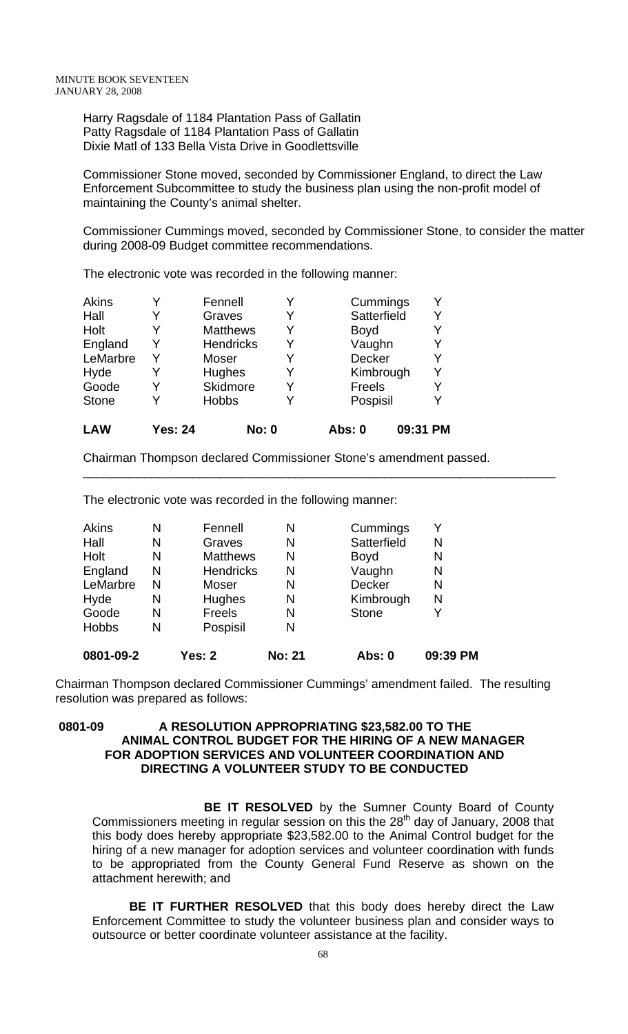Harry Ragsdale of 1184 Plantation Pass of Gallatin
Patty Ragsdale of 1184 Plantation Pass of Gallatin
Dixie Matl of 133 Bella Vista Drive in Goodlettsville

Commissioner Stone moved, seconded by Commissioner England, to direct the Law Enforcement Subcommittee to study the business plan using the non-profit model of maintaining the County's animal shelter.

Commissioner Cummings moved, seconded by Commissioner Stone, to consider the matter during 2008-09 Budget committee recommendations.

The electronic vote was recorded in the following manner:

| | | | | | |
|---|---|---|---|---|---|
| Akins | Y | Fennell | Y | Cummings | Y |
| Hall | Y | Graves | Y | Satterfield | Y |
| Holt | Y | Matthews | Y | Boyd | Y |
| England | Y | Hendricks | Y | Vaughn | Y |
| LeMarbre | Y | Moser | Y | Decker | Y |
| Hyde | Y | Hughes | Y | Kimbrough | Y |
| Goode | Y | Skidmore | Y | Freels | Y |
| Stone | Y | Hobbs | Y | Pospisil | Y |
| **LAW** | **Yes: 24** | **No: 0** | | **Abs: 0** | **09:31 PM** |

Chairman Thompson declared Commissioner Stone's amendment passed.

---

The electronic vote was recorded in the following manner:

| | | | | | |
|---|---|---|---|---|---|
| Akins | N | Fennell | N | Cummings | Y |
| Hall | N | Graves | N | Satterfield | N |
| Holt | N | Matthews | N | Boyd | N |
| England | N | Hendricks | N | Vaughn | N |
| LeMarbre | N | Moser | N | Decker | N |
| Hyde | N | Hughes | N | Kimbrough | N |
| Goode | N | Freels | N | Stone | Y |
| Hobbs | N | Pospisil | N | | |
| **0801-09-2** | **Yes: 2** | | **No: 21** | **Abs: 0** | **09:39 PM** |

Chairman Thompson declared Commissioner Cummings' amendment failed. The resulting resolution was prepared as follows:

**0801-09 A RESOLUTION APPROPRIATING $23,582.00 TO THE ANIMAL CONTROL BUDGET FOR THE HIRING OF A NEW MANAGER FOR ADOPTION SERVICES AND VOLUNTEER COORDINATION AND DIRECTING A VOLUNTEER STUDY TO BE CONDUCTED**

**BE IT RESOLVED** by the Sumner County Board of County Commissioners meeting in regular session on this the 28th day of January, 2008 that this body does hereby appropriate $23,582.00 to the Animal Control budget for the hiring of a new manager for adoption services and volunteer coordination with funds to be appropriated from the County General Fund Reserve as shown on the attachment herewith; and

**BE IT FURTHER RESOLVED** that this body does hereby direct the Law Enforcement Committee to study the volunteer business plan and consider ways to outsource or better coordinate volunteer assistance at the facility.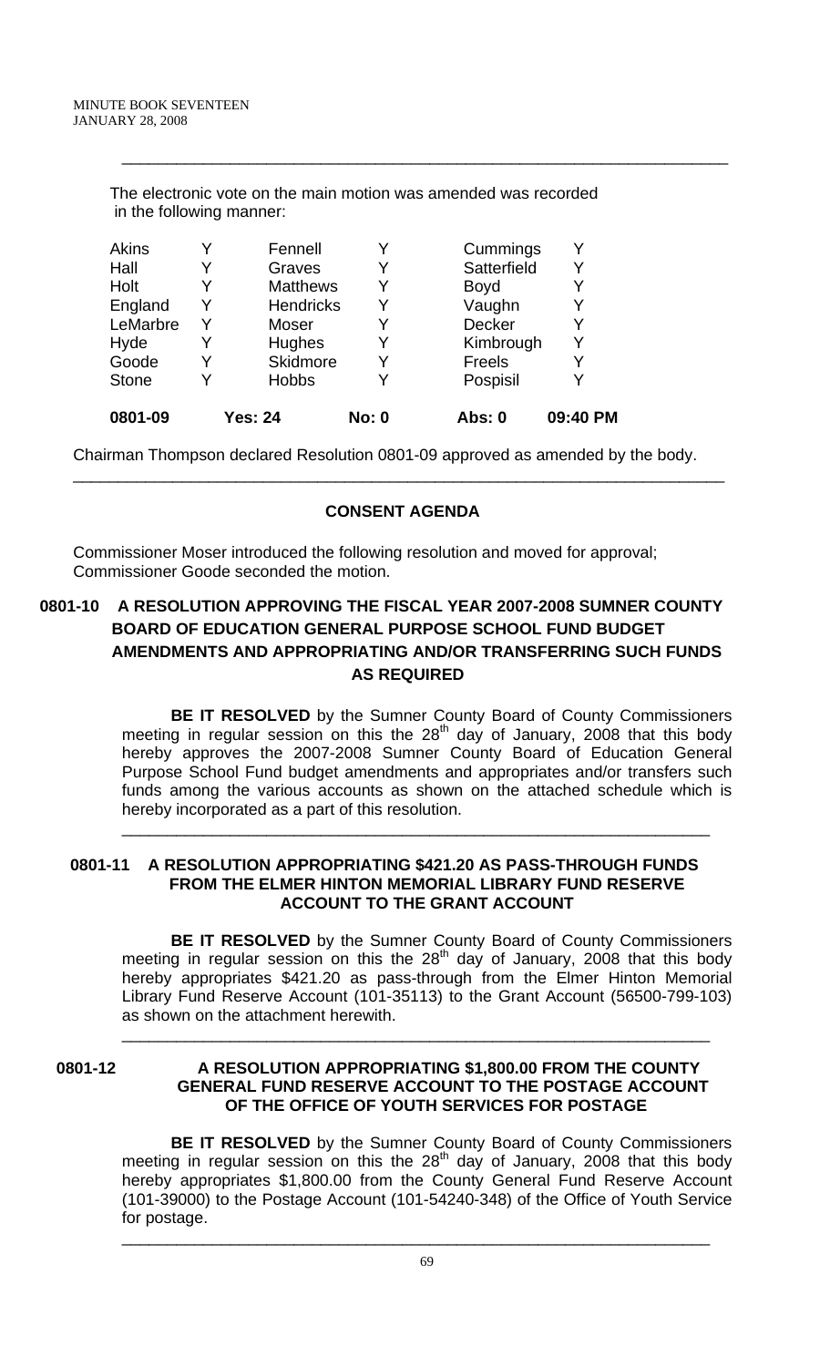The electronic vote on the main motion was amended was recorded in the following manner:

| | | | | | |
|---|---|---|---|---|---|
| Akins | Y | Fennell | Y | Cummings | Y |
| Hall | Y | Graves | Y | Satterfield | Y |
| Holt | Y | Matthews | Y | Boyd | Y |
| England | Y | Hendricks | Y | Vaughn | Y |
| LeMarbre | Y | Moser | Y | Decker | Y |
| Hyde | Y | Hughes | Y | Kimbrough | Y |
| Goode | Y | Skidmore | Y | Freels | Y |
| Stone | Y | Hobbs | Y | Pospisil | Y |
| **0801-09** | | **Yes: 24** | **No: 0** | **Abs: 0** | **09:40 PM** |

Chairman Thompson declared Resolution 0801-09 approved as amended by the body.

---

## CONSENT AGENDA

Commissioner Moser introduced the following resolution and moved for approval; Commissioner Goode seconded the motion.

### 0801-10 A RESOLUTION APPROVING THE FISCAL YEAR 2007-2008 SUMNER COUNTY BOARD OF EDUCATION GENERAL PURPOSE SCHOOL FUND BUDGET AMENDMENTS AND APPROPRIATING AND/OR TRANSFERRING SUCH FUNDS AS REQUIRED

**BE IT RESOLVED** by the Sumner County Board of County Commissioners meeting in regular session on this the 28th day of January, 2008 that this body hereby approves the 2007-2008 Sumner County Board of Education General Purpose School Fund budget amendments and appropriates and/or transfers such funds among the various accounts as shown on the attached schedule which is hereby incorporated as a part of this resolution.

---

### 0801-11 A RESOLUTION APPROPRIATING $421.20 AS PASS-THROUGH FUNDS FROM THE ELMER HINTON MEMORIAL LIBRARY FUND RESERVE ACCOUNT TO THE GRANT ACCOUNT

**BE IT RESOLVED** by the Sumner County Board of County Commissioners meeting in regular session on this the 28th day of January, 2008 that this body hereby appropriates $421.20 as pass-through from the Elmer Hinton Memorial Library Fund Reserve Account (101-35113) to the Grant Account (56500-799-103) as shown on the attachment herewith.

---

### 0801-12 A RESOLUTION APPROPRIATING $1,800.00 FROM THE COUNTY GENERAL FUND RESERVE ACCOUNT TO THE POSTAGE ACCOUNT OF THE OFFICE OF YOUTH SERVICES FOR POSTAGE

**BE IT RESOLVED** by the Sumner County Board of County Commissioners meeting in regular session on this the 28th day of January, 2008 that this body hereby appropriates $1,800.00 from the County General Fund Reserve Account (101-39000) to the Postage Account (101-54240-348) of the Office of Youth Service for postage.

---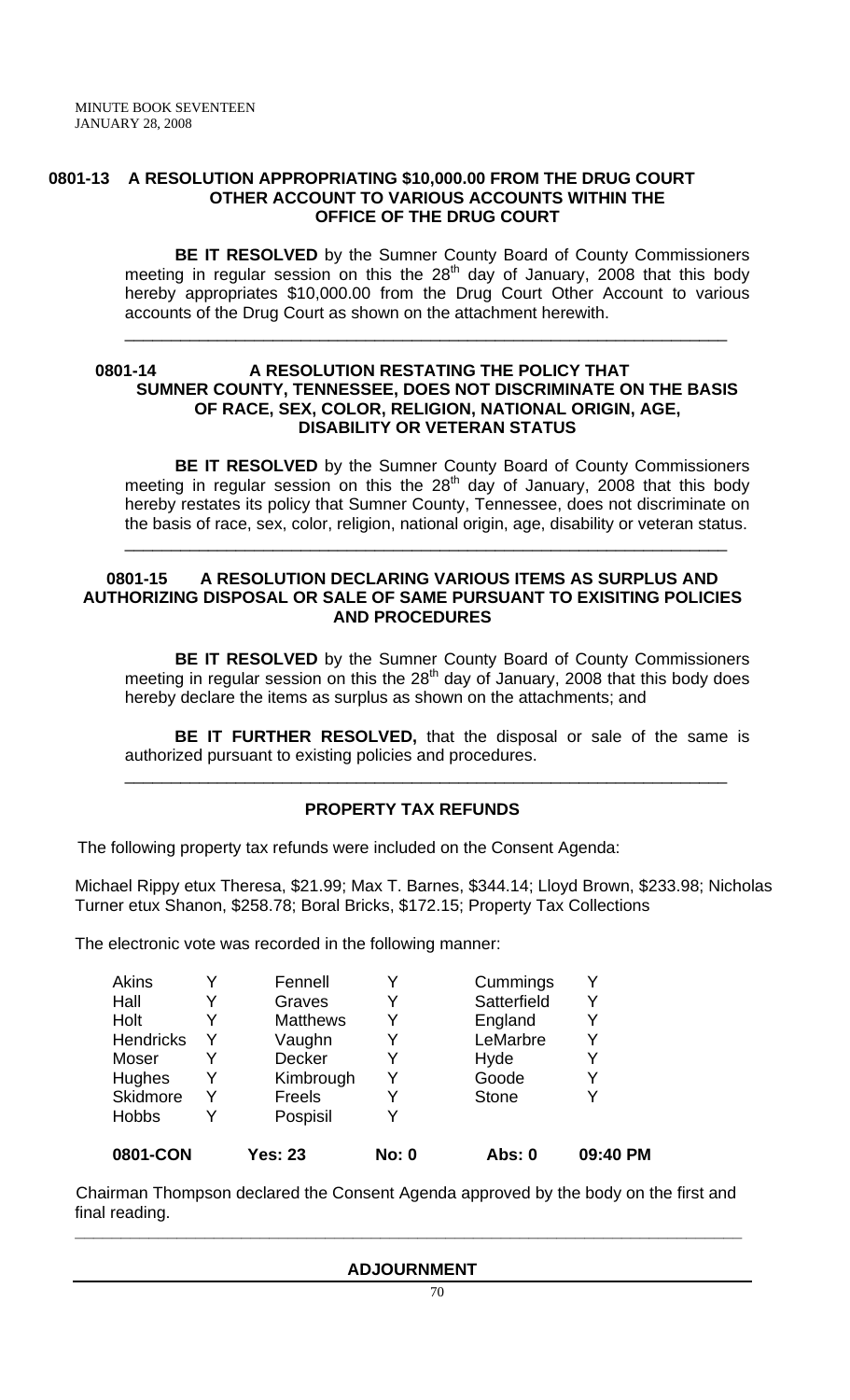**0801-13 A RESOLUTION APPROPRIATING $10,000.00 FROM THE DRUG COURT OTHER ACCOUNT TO VARIOUS ACCOUNTS WITHIN THE OFFICE OF THE DRUG COURT**

**BE IT RESOLVED** by the Sumner County Board of County Commissioners meeting in regular session on this the 28th day of January, 2008 that this body hereby appropriates $10,000.00 from the Drug Court Other Account to various accounts of the Drug Court as shown on the attachment herewith.

---

**0801-14 A RESOLUTION RESTATING THE POLICY THAT SUMNER COUNTY, TENNESSEE, DOES NOT DISCRIMINATE ON THE BASIS OF RACE, SEX, COLOR, RELIGION, NATIONAL ORIGIN, AGE, DISABILITY OR VETERAN STATUS**

**BE IT RESOLVED** by the Sumner County Board of County Commissioners meeting in regular session on this the 28th day of January, 2008 that this body hereby restates its policy that Sumner County, Tennessee, does not discriminate on the basis of race, sex, color, religion, national origin, age, disability or veteran status.

---

**0801-15 A RESOLUTION DECLARING VARIOUS ITEMS AS SURPLUS AND AUTHORIZING DISPOSAL OR SALE OF SAME PURSUANT TO EXISITING POLICIES AND PROCEDURES**

**BE IT RESOLVED** by the Sumner County Board of County Commissioners meeting in regular session on this the 28th day of January, 2008 that this body does hereby declare the items as surplus as shown on the attachments; and

**BE IT FURTHER RESOLVED,** that the disposal or sale of the same is authorized pursuant to existing policies and procedures.

---

**PROPERTY TAX REFUNDS**

The following property tax refunds were included on the Consent Agenda:

Michael Rippy etux Theresa, $21.99; Max T. Barnes, $344.14; Lloyd Brown, $233.98; Nicholas Turner etux Shanon, $258.78; Boral Bricks, $172.15; Property Tax Collections

The electronic vote was recorded in the following manner:

| | | | | | |
|---|---|---|---|---|---|
| Akins | Y | Fennell | Y | Cummings | Y |
| Hall | Y | Graves | Y | Satterfield | Y |
| Holt | Y | Matthews | Y | England | Y |
| Hendricks | Y | Vaughn | Y | LeMarbre | Y |
| Moser | Y | Decker | Y | Hyde | Y |
| Hughes | Y | Kimbrough | Y | Goode | Y |
| Skidmore | Y | Freels | Y | Stone | Y |
| Hobbs | Y | Pospisil | Y | | |
| **0801-CON** | | **Yes: 23** | **No: 0** | **Abs: 0** | **09:40 PM** |

Chairman Thompson declared the Consent Agenda approved by the body on the first and final reading.

---

**ADJOURNMENT**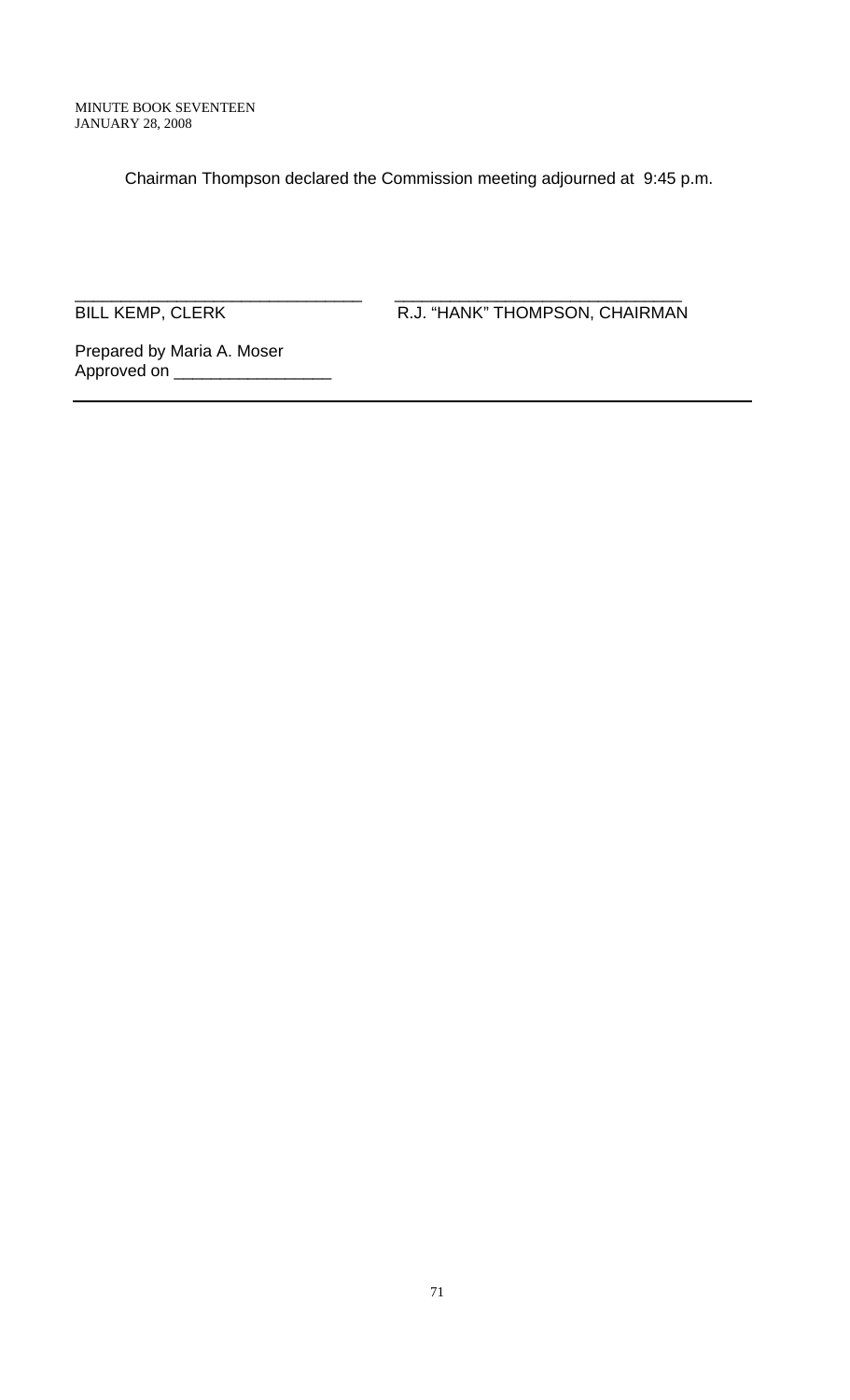Chairman Thompson declared the Commission meeting adjourned at 9:45 p.m.

| | |
|---|---|
| _______________________________ | _______________________________ |
| BILL KEMP, CLERK | R.J. "HANK" THOMPSON, CHAIRMAN |

Prepared by Maria A. Moser
Approved on _________________

---